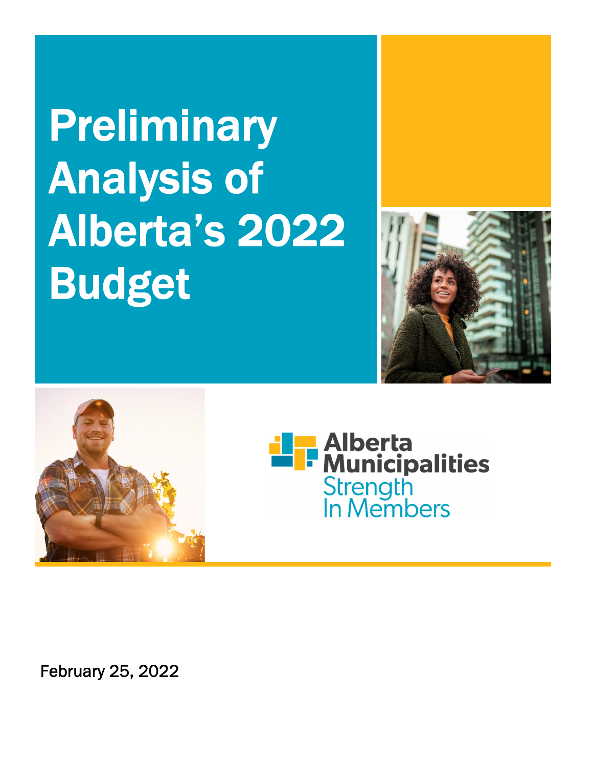# Preliminary Analysis of Alberta's 2022 Budget

Alberta Municipalities
Strength In Members

February 25, 2022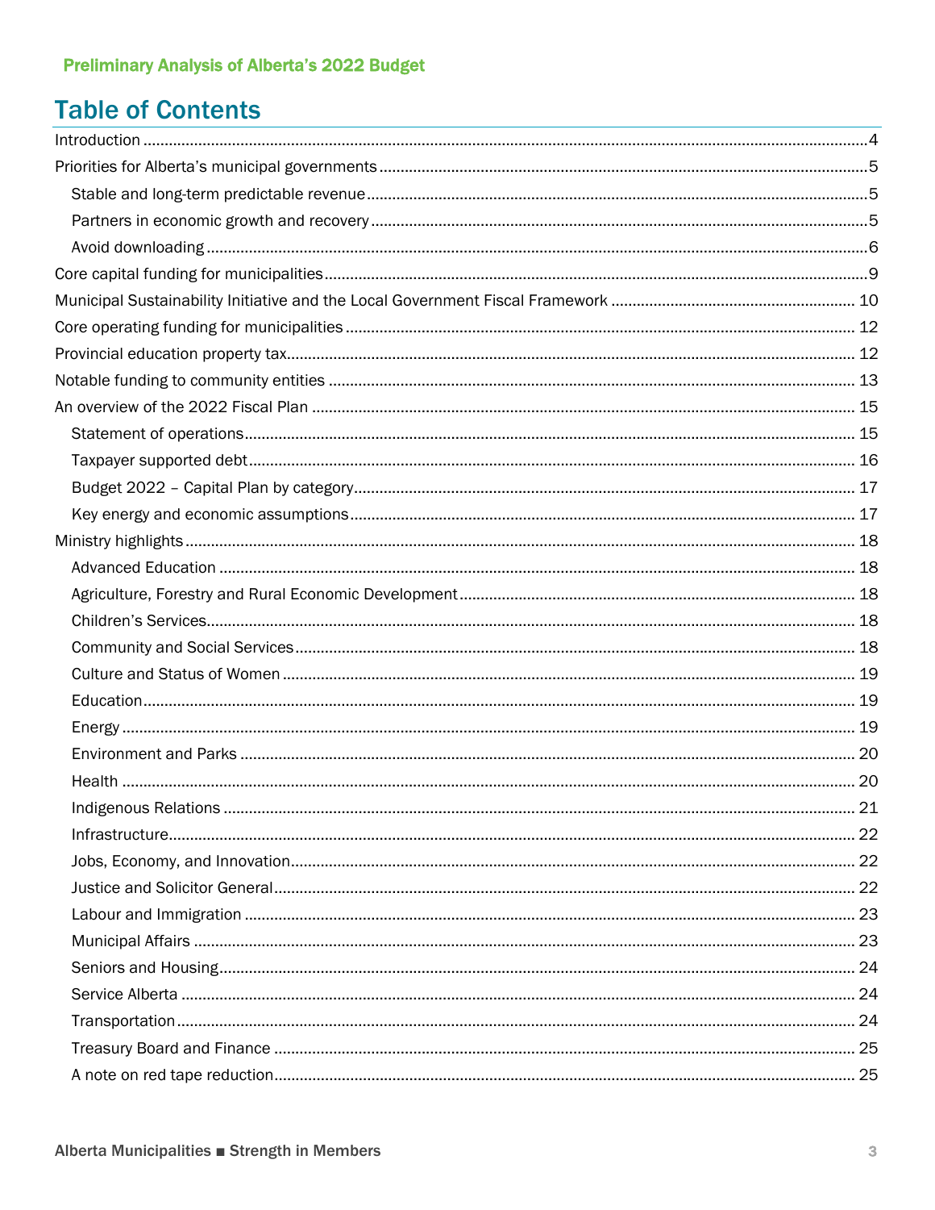# Table of Contents

- Introduction ..... 4
- Priorities for Alberta's municipal governments ..... 5
  - Stable and long-term predictable revenue ..... 5
  - Partners in economic growth and recovery ..... 5
  - Avoid downloading ..... 6
- Core capital funding for municipalities ..... 9
- Municipal Sustainability Initiative and the Local Government Fiscal Framework ..... 10
- Core operating funding for municipalities ..... 12
- Provincial education property tax ..... 12
- Notable funding to community entities ..... 13
- An overview of the 2022 Fiscal Plan ..... 15
  - Statement of operations ..... 15
  - Taxpayer supported debt ..... 16
  - Budget 2022 – Capital Plan by category ..... 17
  - Key energy and economic assumptions ..... 17
- Ministry highlights ..... 18
  - Advanced Education ..... 18
  - Agriculture, Forestry and Rural Economic Development ..... 18
  - Children's Services ..... 18
  - Community and Social Services ..... 18
  - Culture and Status of Women ..... 19
  - Education ..... 19
  - Energy ..... 19
  - Environment and Parks ..... 20
  - Health ..... 20
  - Indigenous Relations ..... 21
  - Infrastructure ..... 22
  - Jobs, Economy, and Innovation ..... 22
  - Justice and Solicitor General ..... 22
  - Labour and Immigration ..... 23
  - Municipal Affairs ..... 23
  - Seniors and Housing ..... 24
  - Service Alberta ..... 24
  - Transportation ..... 24
  - Treasury Board and Finance ..... 25
  - A note on red tape reduction ..... 25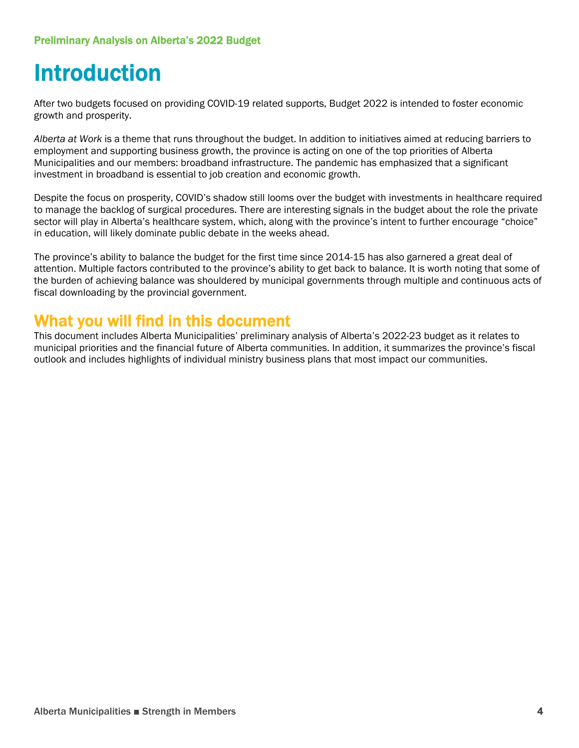# Introduction

After two budgets focused on providing COVID-19 related supports, Budget 2022 is intended to foster economic growth and prosperity.

*Alberta at Work* is a theme that runs throughout the budget. In addition to initiatives aimed at reducing barriers to employment and supporting business growth, the province is acting on one of the top priorities of Alberta Municipalities and our members: broadband infrastructure. The pandemic has emphasized that a significant investment in broadband is essential to job creation and economic growth.

Despite the focus on prosperity, COVID's shadow still looms over the budget with investments in healthcare required to manage the backlog of surgical procedures. There are interesting signals in the budget about the role the private sector will play in Alberta's healthcare system, which, along with the province's intent to further encourage "choice" in education, will likely dominate public debate in the weeks ahead.

The province's ability to balance the budget for the first time since 2014-15 has also garnered a great deal of attention. Multiple factors contributed to the province's ability to get back to balance. It is worth noting that some of the burden of achieving balance was shouldered by municipal governments through multiple and continuous acts of fiscal downloading by the provincial government.

## What you will find in this document

This document includes Alberta Municipalities' preliminary analysis of Alberta's 2022-23 budget as it relates to municipal priorities and the financial future of Alberta communities. In addition, it summarizes the province's fiscal outlook and includes highlights of individual ministry business plans that most impact our communities.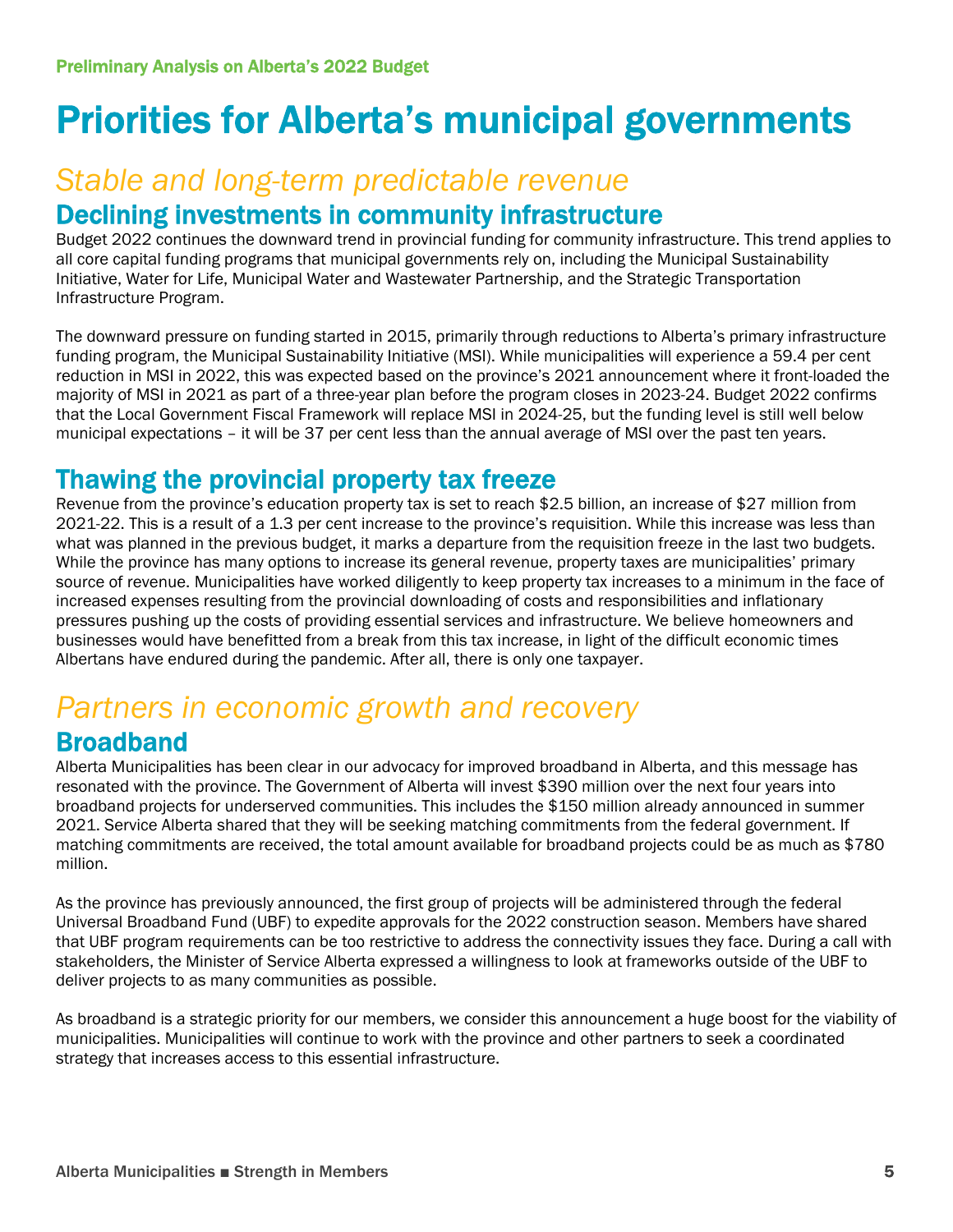# Priorities for Alberta's municipal governments

## *Stable and long-term predictable revenue*

### Declining investments in community infrastructure

Budget 2022 continues the downward trend in provincial funding for community infrastructure. This trend applies to all core capital funding programs that municipal governments rely on, including the Municipal Sustainability Initiative, Water for Life, Municipal Water and Wastewater Partnership, and the Strategic Transportation Infrastructure Program.

The downward pressure on funding started in 2015, primarily through reductions to Alberta's primary infrastructure funding program, the Municipal Sustainability Initiative (MSI). While municipalities will experience a 59.4 per cent reduction in MSI in 2022, this was expected based on the province's 2021 announcement where it front-loaded the majority of MSI in 2021 as part of a three-year plan before the program closes in 2023-24. Budget 2022 confirms that the Local Government Fiscal Framework will replace MSI in 2024-25, but the funding level is still well below municipal expectations – it will be 37 per cent less than the annual average of MSI over the past ten years.

### Thawing the provincial property tax freeze

Revenue from the province's education property tax is set to reach $2.5 billion, an increase of $27 million from 2021-22. This is a result of a 1.3 per cent increase to the province's requisition. While this increase was less than what was planned in the previous budget, it marks a departure from the requisition freeze in the last two budgets. While the province has many options to increase its general revenue, property taxes are municipalities' primary source of revenue. Municipalities have worked diligently to keep property tax increases to a minimum in the face of increased expenses resulting from the provincial downloading of costs and responsibilities and inflationary pressures pushing up the costs of providing essential services and infrastructure. We believe homeowners and businesses would have benefitted from a break from this tax increase, in light of the difficult economic times Albertans have endured during the pandemic. After all, there is only one taxpayer.

## *Partners in economic growth and recovery*

### Broadband

Alberta Municipalities has been clear in our advocacy for improved broadband in Alberta, and this message has resonated with the province. The Government of Alberta will invest $390 million over the next four years into broadband projects for underserved communities. This includes the $150 million already announced in summer 2021. Service Alberta shared that they will be seeking matching commitments from the federal government. If matching commitments are received, the total amount available for broadband projects could be as much as $780 million.

As the province has previously announced, the first group of projects will be administered through the federal Universal Broadband Fund (UBF) to expedite approvals for the 2022 construction season. Members have shared that UBF program requirements can be too restrictive to address the connectivity issues they face. During a call with stakeholders, the Minister of Service Alberta expressed a willingness to look at frameworks outside of the UBF to deliver projects to as many communities as possible.

As broadband is a strategic priority for our members, we consider this announcement a huge boost for the viability of municipalities. Municipalities will continue to work with the province and other partners to seek a coordinated strategy that increases access to this essential infrastructure.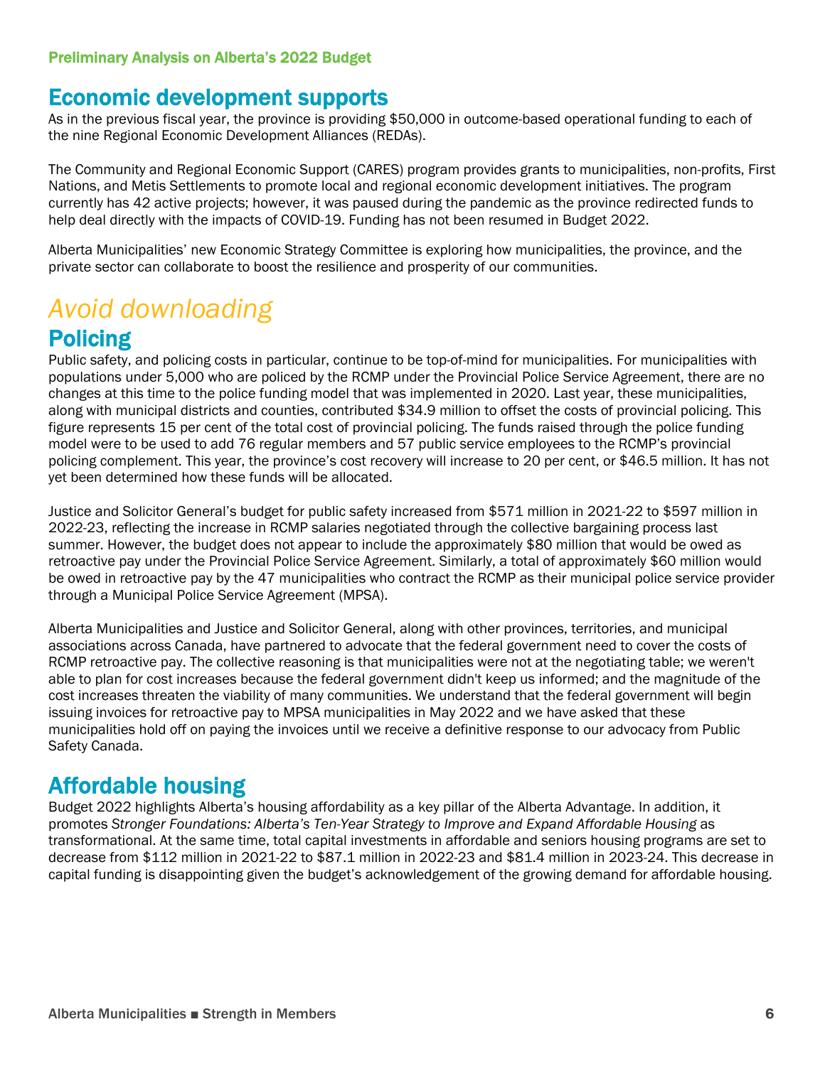## Economic development supports

As in the previous fiscal year, the province is providing $50,000 in outcome-based operational funding to each of the nine Regional Economic Development Alliances (REDAs).

The Community and Regional Economic Support (CARES) program provides grants to municipalities, non-profits, First Nations, and Metis Settlements to promote local and regional economic development initiatives. The program currently has 42 active projects; however, it was paused during the pandemic as the province redirected funds to help deal directly with the impacts of COVID-19. Funding has not been resumed in Budget 2022.

Alberta Municipalities' new Economic Strategy Committee is exploring how municipalities, the province, and the private sector can collaborate to boost the resilience and prosperity of our communities.

# *Avoid downloading*

## Policing

Public safety, and policing costs in particular, continue to be top-of-mind for municipalities. For municipalities with populations under 5,000 who are policed by the RCMP under the Provincial Police Service Agreement, there are no changes at this time to the police funding model that was implemented in 2020. Last year, these municipalities, along with municipal districts and counties, contributed $34.9 million to offset the costs of provincial policing. This figure represents 15 per cent of the total cost of provincial policing. The funds raised through the police funding model were to be used to add 76 regular members and 57 public service employees to the RCMP's provincial policing complement. This year, the province's cost recovery will increase to 20 per cent, or $46.5 million. It has not yet been determined how these funds will be allocated.

Justice and Solicitor General's budget for public safety increased from $571 million in 2021-22 to $597 million in 2022-23, reflecting the increase in RCMP salaries negotiated through the collective bargaining process last summer. However, the budget does not appear to include the approximately $80 million that would be owed as retroactive pay under the Provincial Police Service Agreement. Similarly, a total of approximately $60 million would be owed in retroactive pay by the 47 municipalities who contract the RCMP as their municipal police service provider through a Municipal Police Service Agreement (MPSA).

Alberta Municipalities and Justice and Solicitor General, along with other provinces, territories, and municipal associations across Canada, have partnered to advocate that the federal government need to cover the costs of RCMP retroactive pay. The collective reasoning is that municipalities were not at the negotiating table; we weren't able to plan for cost increases because the federal government didn't keep us informed; and the magnitude of the cost increases threaten the viability of many communities. We understand that the federal government will begin issuing invoices for retroactive pay to MPSA municipalities in May 2022 and we have asked that these municipalities hold off on paying the invoices until we receive a definitive response to our advocacy from Public Safety Canada.

## Affordable housing

Budget 2022 highlights Alberta's housing affordability as a key pillar of the Alberta Advantage. In addition, it promotes *Stronger Foundations: Alberta's Ten-Year Strategy to Improve and Expand Affordable Housing* as transformational. At the same time, total capital investments in affordable and seniors housing programs are set to decrease from $112 million in 2021-22 to $87.1 million in 2022-23 and $81.4 million in 2023-24. This decrease in capital funding is disappointing given the budget's acknowledgement of the growing demand for affordable housing.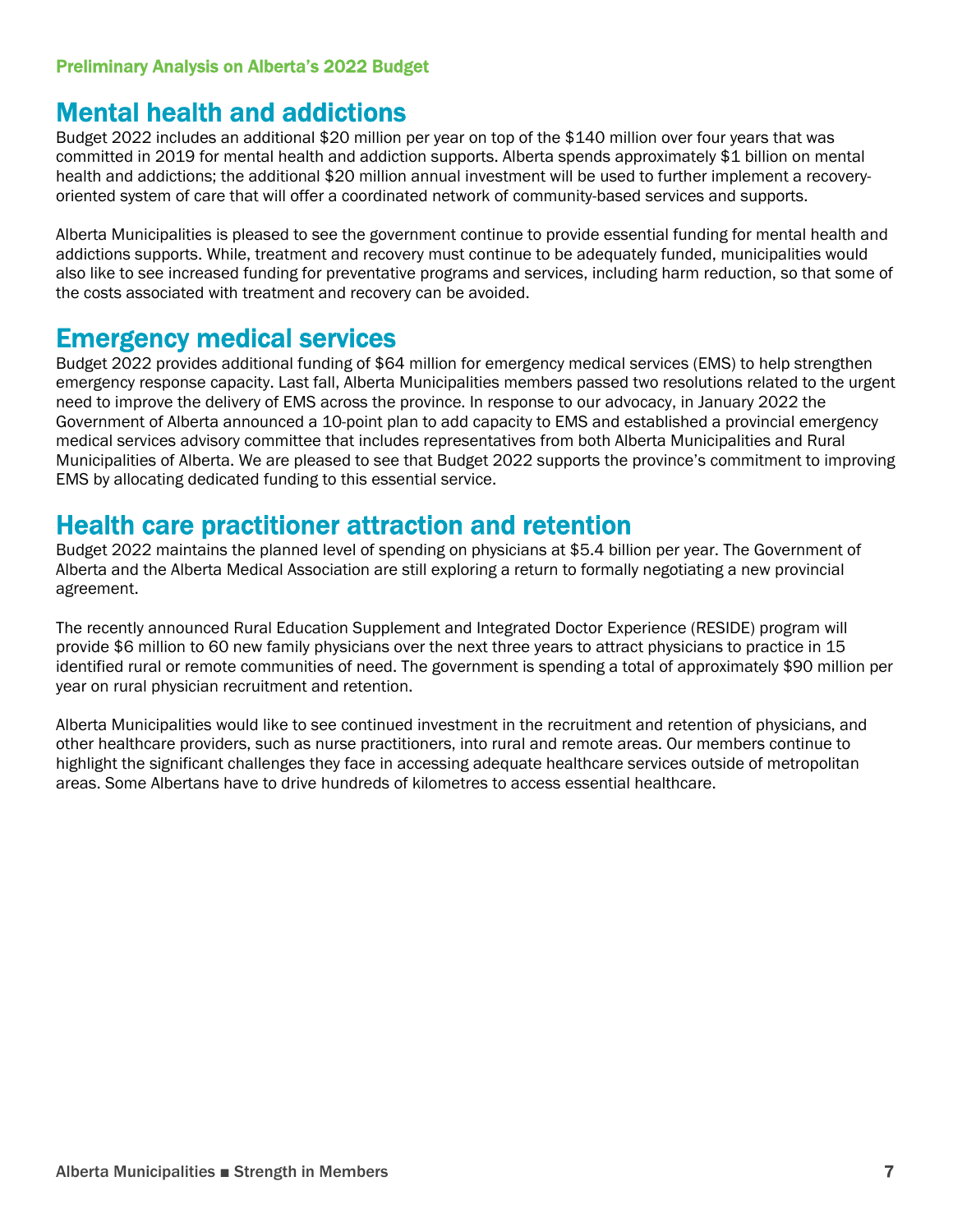## Mental health and addictions

Budget 2022 includes an additional $20 million per year on top of the $140 million over four years that was committed in 2019 for mental health and addiction supports. Alberta spends approximately $1 billion on mental health and addictions; the additional $20 million annual investment will be used to further implement a recovery-oriented system of care that will offer a coordinated network of community-based services and supports.

Alberta Municipalities is pleased to see the government continue to provide essential funding for mental health and addictions supports. While, treatment and recovery must continue to be adequately funded, municipalities would also like to see increased funding for preventative programs and services, including harm reduction, so that some of the costs associated with treatment and recovery can be avoided.

## Emergency medical services

Budget 2022 provides additional funding of $64 million for emergency medical services (EMS) to help strengthen emergency response capacity. Last fall, Alberta Municipalities members passed two resolutions related to the urgent need to improve the delivery of EMS across the province. In response to our advocacy, in January 2022 the Government of Alberta announced a 10-point plan to add capacity to EMS and established a provincial emergency medical services advisory committee that includes representatives from both Alberta Municipalities and Rural Municipalities of Alberta. We are pleased to see that Budget 2022 supports the province's commitment to improving EMS by allocating dedicated funding to this essential service.

## Health care practitioner attraction and retention

Budget 2022 maintains the planned level of spending on physicians at $5.4 billion per year. The Government of Alberta and the Alberta Medical Association are still exploring a return to formally negotiating a new provincial agreement.

The recently announced Rural Education Supplement and Integrated Doctor Experience (RESIDE) program will provide $6 million to 60 new family physicians over the next three years to attract physicians to practice in 15 identified rural or remote communities of need. The government is spending a total of approximately $90 million per year on rural physician recruitment and retention.

Alberta Municipalities would like to see continued investment in the recruitment and retention of physicians, and other healthcare providers, such as nurse practitioners, into rural and remote areas. Our members continue to highlight the significant challenges they face in accessing adequate healthcare services outside of metropolitan areas. Some Albertans have to drive hundreds of kilometres to access essential healthcare.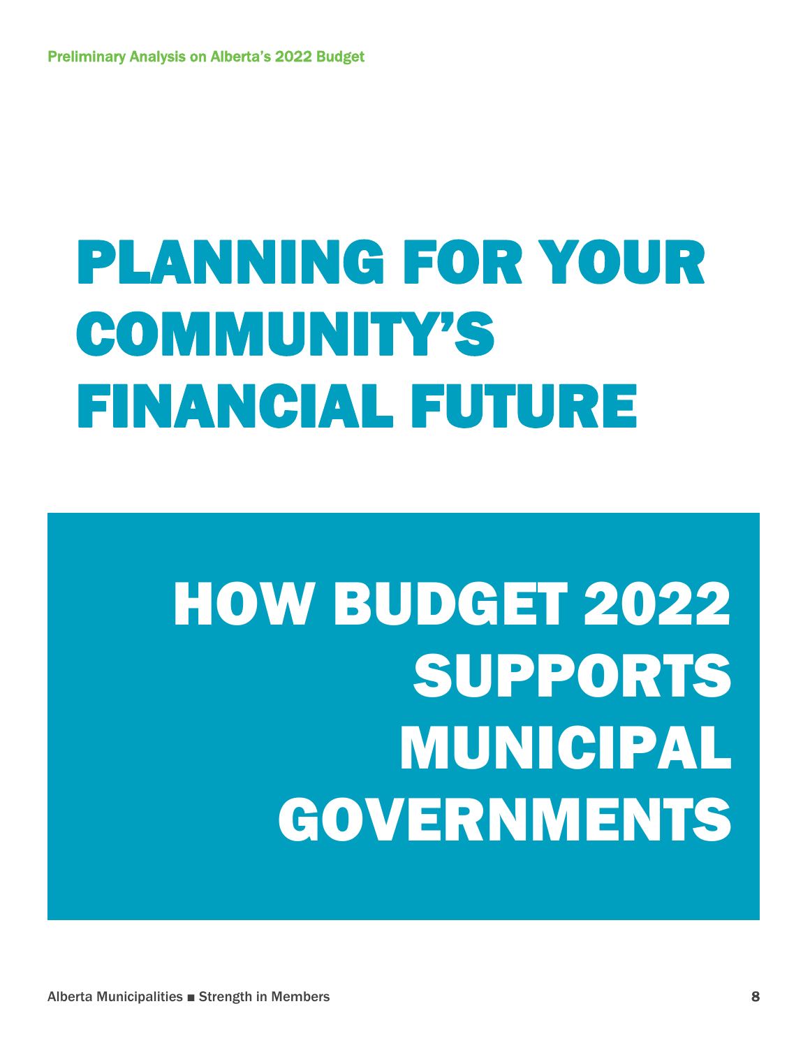# PLANNING FOR YOUR COMMUNITY'S FINANCIAL FUTURE

## HOW BUDGET 2022 SUPPORTS MUNICIPAL GOVERNMENTS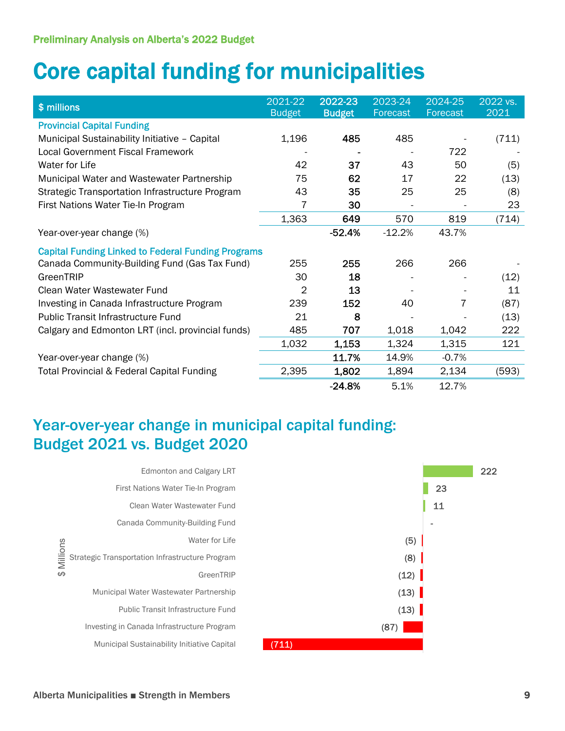## Core capital funding for municipalities

| $ millions | 2021-22 Budget | 2022-23 Budget | 2023-24 Forecast | 2024-25 Forecast | 2022 vs. 2021 |
|---|---|---|---|---|---|
| **Provincial Capital Funding** | | | | | |
| Municipal Sustainability Initiative – Capital | 1,196 | **485** | 485 | - | (711) |
| Local Government Fiscal Framework | - | **-** | - | 722 | - |
| Water for Life | 42 | **37** | 43 | 50 | (5) |
| Municipal Water and Wastewater Partnership | 75 | **62** | 17 | 22 | (13) |
| Strategic Transportation Infrastructure Program | 43 | **35** | 25 | 25 | (8) |
| First Nations Water Tie-In Program | 7 | **30** | - | - | 23 |
| | 1,363 | **649** | 570 | 819 | (714) |
| Year-over-year change (%) | | **-52.4%** | -12.2% | 43.7% | |
| **Capital Funding Linked to Federal Funding Programs** | | | | | |
| Canada Community-Building Fund (Gas Tax Fund) | 255 | **255** | 266 | 266 | - |
| GreenTRIP | 30 | **18** | - | - | (12) |
| Clean Water Wastewater Fund | 2 | **13** | - | - | 11 |
| Investing in Canada Infrastructure Program | 239 | **152** | 40 | 7 | (87) |
| Public Transit Infrastructure Fund | 21 | **8** | - | - | (13) |
| Calgary and Edmonton LRT (incl. provincial funds) | 485 | **707** | 1,018 | 1,042 | 222 |
| | 1,032 | **1,153** | 1,324 | 1,315 | 121 |
| Year-over-year change (%) | | **11.7%** | 14.9% | -0.7% | |
| Total Provincial & Federal Capital Funding | 2,395 | **1,802** | 1,894 | 2,134 | (593) |
| | | **-24.8%** | 5.1% | 12.7% | |

## Year-over-year change in municipal capital funding: Budget 2021 vs. Budget 2020

$ Millions

Edmonton and Calgary LRT 222
First Nations Water Tie-In Program 23
Clean Water Wastewater Fund 11
Canada Community-Building Fund -
Water for Life (5)
Strategic Transportation Infrastructure Program (8)
GreenTRIP (12)
Municipal Water Wastewater Partnership (13)
Public Transit Infrastructure Fund (13)
Investing in Canada Infrastructure Program (87)
Municipal Sustainability Initiative Capital (711)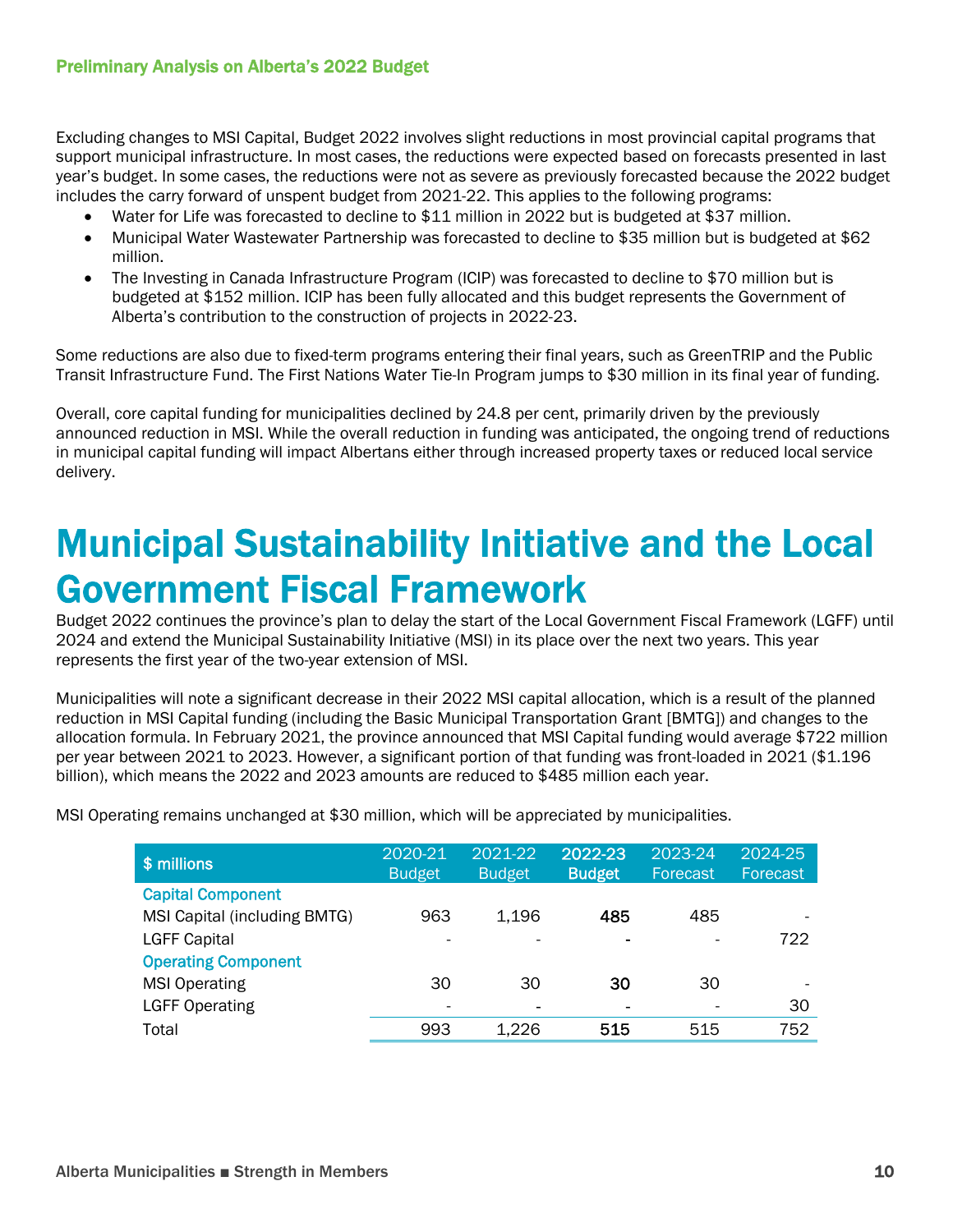Excluding changes to MSI Capital, Budget 2022 involves slight reductions in most provincial capital programs that support municipal infrastructure. In most cases, the reductions were expected based on forecasts presented in last year's budget. In some cases, the reductions were not as severe as previously forecasted because the 2022 budget includes the carry forward of unspent budget from 2021-22. This applies to the following programs:

- Water for Life was forecasted to decline to $11 million in 2022 but is budgeted at $37 million.
- Municipal Water Wastewater Partnership was forecasted to decline to $35 million but is budgeted at $62 million.
- The Investing in Canada Infrastructure Program (ICIP) was forecasted to decline to $70 million but is budgeted at $152 million. ICIP has been fully allocated and this budget represents the Government of Alberta's contribution to the construction of projects in 2022-23.

Some reductions are also due to fixed-term programs entering their final years, such as GreenTRIP and the Public Transit Infrastructure Fund. The First Nations Water Tie-In Program jumps to $30 million in its final year of funding.

Overall, core capital funding for municipalities declined by 24.8 per cent, primarily driven by the previously announced reduction in MSI. While the overall reduction in funding was anticipated, the ongoing trend of reductions in municipal capital funding will impact Albertans either through increased property taxes or reduced local service delivery.

# Municipal Sustainability Initiative and the Local Government Fiscal Framework

Budget 2022 continues the province's plan to delay the start of the Local Government Fiscal Framework (LGFF) until 2024 and extend the Municipal Sustainability Initiative (MSI) in its place over the next two years. This year represents the first year of the two-year extension of MSI.

Municipalities will note a significant decrease in their 2022 MSI capital allocation, which is a result of the planned reduction in MSI Capital funding (including the Basic Municipal Transportation Grant [BMTG]) and changes to the allocation formula. In February 2021, the province announced that MSI Capital funding would average $722 million per year between 2021 to 2023. However, a significant portion of that funding was front-loaded in 2021 ($1.196 billion), which means the 2022 and 2023 amounts are reduced to $485 million each year.

MSI Operating remains unchanged at $30 million, which will be appreciated by municipalities.

| $ millions | 2020-21 Budget | 2021-22 Budget | **2022-23 Budget** | 2023-24 Forecast | 2024-25 Forecast |
|---|---|---|---|---|---|
| Capital Component | | | | | |
| MSI Capital (including BMTG) | 963 | 1,196 | **485** | 485 | - |
| LGFF Capital | - | - | **-** | - | 722 |
| Operating Component | | | | | |
| MSI Operating | 30 | 30 | **30** | 30 | - |
| LGFF Operating | - | - | - | - | 30 |
| Total | 993 | 1,226 | **515** | 515 | 752 |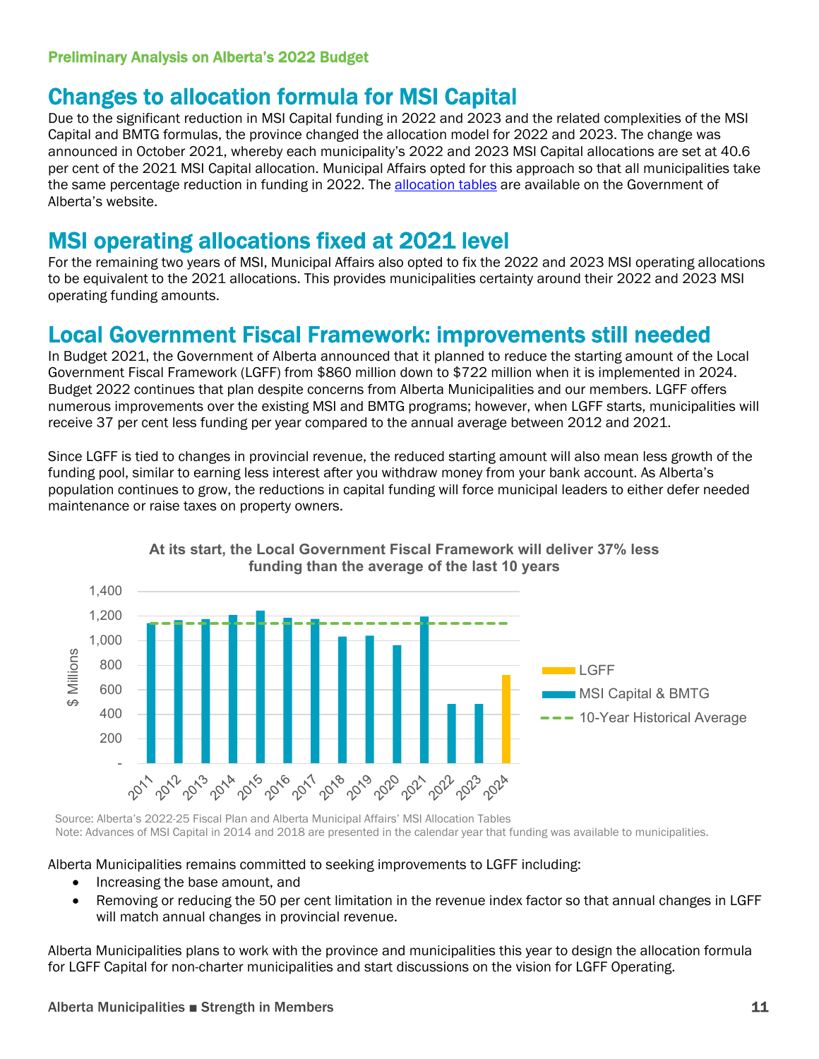Preliminary Analysis on Alberta's 2022 Budget

## Changes to allocation formula for MSI Capital

Due to the significant reduction in MSI Capital funding in 2022 and 2023 and the related complexities of the MSI Capital and BMTG formulas, the province changed the allocation model for 2022 and 2023. The change was announced in October 2021, whereby each municipality's 2022 and 2023 MSI Capital allocations are set at 40.6 per cent of the 2021 MSI Capital allocation. Municipal Affairs opted for this approach so that all municipalities take the same percentage reduction in funding in 2022. The allocation tables are available on the Government of Alberta's website.

## MSI operating allocations fixed at 2021 level

For the remaining two years of MSI, Municipal Affairs also opted to fix the 2022 and 2023 MSI operating allocations to be equivalent to the 2021 allocations. This provides municipalities certainty around their 2022 and 2023 MSI operating funding amounts.

## Local Government Fiscal Framework: improvements still needed

In Budget 2021, the Government of Alberta announced that it planned to reduce the starting amount of the Local Government Fiscal Framework (LGFF) from $860 million down to $722 million when it is implemented in 2024. Budget 2022 continues that plan despite concerns from Alberta Municipalities and our members. LGFF offers numerous improvements over the existing MSI and BMTG programs; however, when LGFF starts, municipalities will receive 37 per cent less funding per year compared to the annual average between 2012 and 2021.

Since LGFF is tied to changes in provincial revenue, the reduced starting amount will also mean less growth of the funding pool, similar to earning less interest after you withdraw money from your bank account. As Alberta's population continues to grow, the reductions in capital funding will force municipal leaders to either defer needed maintenance or raise taxes on property owners.

**At its start, the Local Government Fiscal Framework will deliver 37% less funding than the average of the last 10 years**

$ Millions

1,400
1,200
1,000
800
600
400
200
-

2011 2012 2013 2014 2015 2016 2017 2018 2019 2020 2021 2022 2023 2024

LGFF
MSI Capital & BMTG
10-Year Historical Average

Source: Alberta's 2022-25 Fiscal Plan and Alberta Municipal Affairs' MSI Allocation Tables
Note: Advances of MSI Capital in 2014 and 2018 are presented in the calendar year that funding was available to municipalities.

Alberta Municipalities remains committed to seeking improvements to LGFF including:

- Increasing the base amount, and
- Removing or reducing the 50 per cent limitation in the revenue index factor so that annual changes in LGFF will match annual changes in provincial revenue.

Alberta Municipalities plans to work with the province and municipalities this year to design the allocation formula for LGFF Capital for non-charter municipalities and start discussions on the vision for LGFF Operating.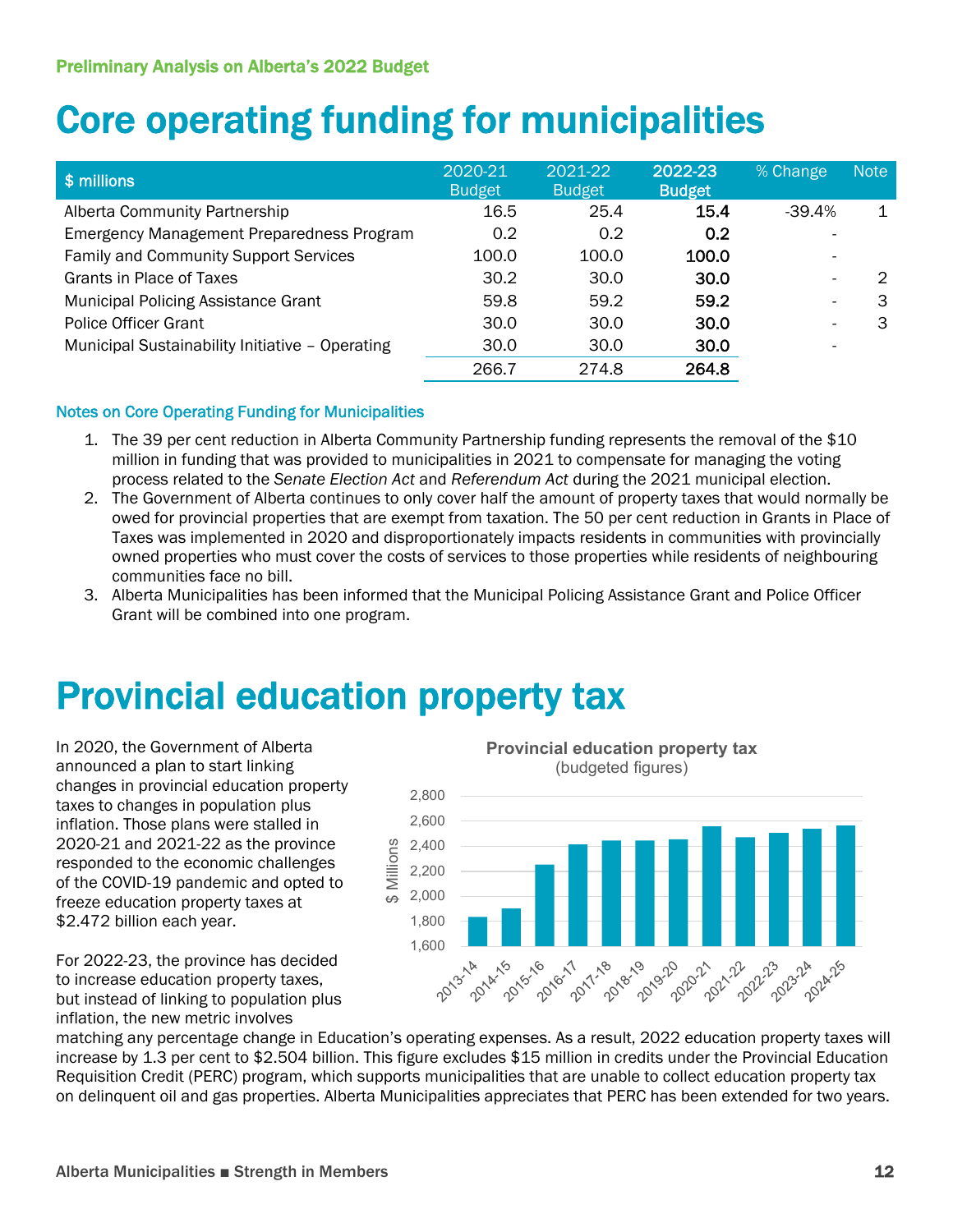# Core operating funding for municipalities

| $ millions | 2020-21 Budget | 2021-22 Budget | 2022-23 Budget | % Change | Note |
|---|---|---|---|---|---|
| Alberta Community Partnership | 16.5 | 25.4 | **15.4** | -39.4% | 1 |
| Emergency Management Preparedness Program | 0.2 | 0.2 | **0.2** | - | |
| Family and Community Support Services | 100.0 | 100.0 | **100.0** | - | |
| Grants in Place of Taxes | 30.2 | 30.0 | **30.0** | - | 2 |
| Municipal Policing Assistance Grant | 59.8 | 59.2 | **59.2** | - | 3 |
| Police Officer Grant | 30.0 | 30.0 | **30.0** | - | 3 |
| Municipal Sustainability Initiative – Operating | 30.0 | 30.0 | **30.0** | - | |
| | 266.7 | 274.8 | **264.8** | | |

### Notes on Core Operating Funding for Municipalities

1. The 39 per cent reduction in Alberta Community Partnership funding represents the removal of the $10 million in funding that was provided to municipalities in 2021 to compensate for managing the voting process related to the *Senate Election Act* and *Referendum Act* during the 2021 municipal election.
2. The Government of Alberta continues to only cover half the amount of property taxes that would normally be owed for provincial properties that are exempt from taxation. The 50 per cent reduction in Grants in Place of Taxes was implemented in 2020 and disproportionately impacts residents in communities with provincially owned properties who must cover the costs of services to those properties while residents of neighbouring communities face no bill.
3. Alberta Municipalities has been informed that the Municipal Policing Assistance Grant and Police Officer Grant will be combined into one program.

# Provincial education property tax

In 2020, the Government of Alberta announced a plan to start linking changes in provincial education property taxes to changes in population plus inflation. Those plans were stalled in 2020-21 and 2021-22 as the province responded to the economic challenges of the COVID-19 pandemic and opted to freeze education property taxes at $2.472 billion each year.

For 2022-23, the province has decided to increase education property taxes, but instead of linking to population plus inflation, the new metric involves matching any percentage change in Education's operating expenses. As a result, 2022 education property taxes will increase by 1.3 per cent to $2.504 billion. This figure excludes $15 million in credits under the Provincial Education Requisition Credit (PERC) program, which supports municipalities that are unable to collect education property tax on delinquent oil and gas properties. Alberta Municipalities appreciates that PERC has been extended for two years.

Provincial education property tax
(budgeted figures)

$ Millions
2,800
2,600
2,400
2,200
2,000
1,800
1,600

2013-14, 2014-15, 2015-16, 2016-17, 2017-18, 2018-19, 2019-20, 2020-21, 2021-22, 2022-23, 2023-24, 2024-25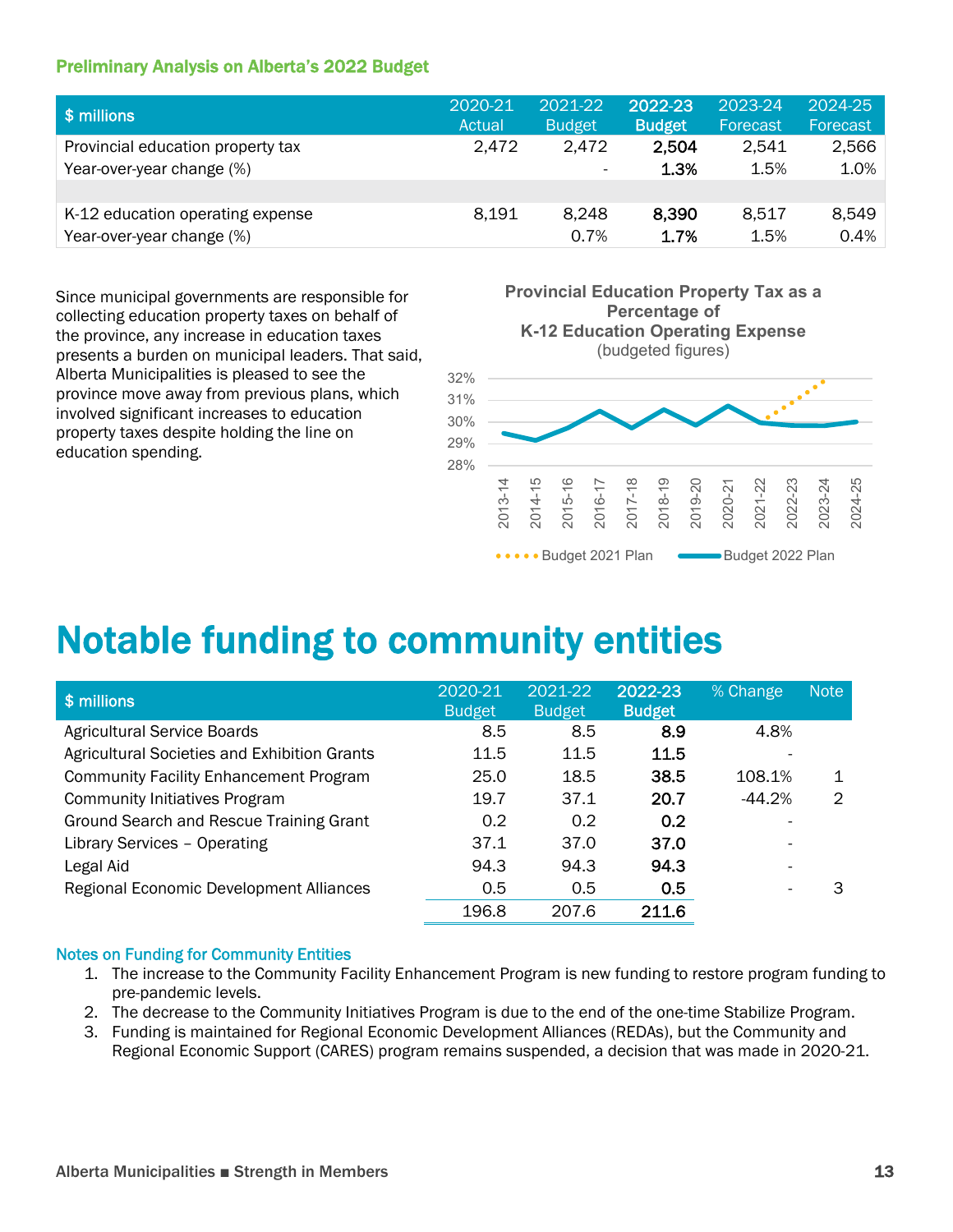### Preliminary Analysis on Alberta's 2022 Budget

| $ millions | 2020-21 Actual | 2021-22 Budget | 2022-23 Budget | 2023-24 Forecast | 2024-25 Forecast |
|---|---|---|---|---|---|
| Provincial education property tax | 2,472 | 2,472 | **2,504** | 2,541 | 2,566 |
| Year-over-year change (%) | | - | **1.3%** | 1.5% | 1.0% |
| | | | | | |
| K-12 education operating expense | 8,191 | 8,248 | **8,390** | 8,517 | 8,549 |
| Year-over-year change (%) | | 0.7% | **1.7%** | 1.5% | 0.4% |

Since municipal governments are responsible for collecting education property taxes on behalf of the province, any increase in education taxes presents a burden on municipal leaders. That said, Alberta Municipalities is pleased to see the province move away from previous plans, which involved significant increases to education property taxes despite holding the line on education spending.

**Provincial Education Property Tax as a Percentage of K-12 Education Operating Expense**
(budgeted figures)

32%
31%
30%
29%
28%

2013-14 2014-15 2015-16 2016-17 2017-18 2018-19 2019-20 2020-21 2021-22 2022-23 2023-24 2024-25

Budget 2021 Plan
Budget 2022 Plan

# Notable funding to community entities

| $ millions | 2020-21 Budget | 2021-22 Budget | 2022-23 Budget | % Change | Note |
|---|---|---|---|---|---|
| Agricultural Service Boards | 8.5 | 8.5 | **8.9** | 4.8% | |
| Agricultural Societies and Exhibition Grants | 11.5 | 11.5 | **11.5** | - | |
| Community Facility Enhancement Program | 25.0 | 18.5 | **38.5** | 108.1% | 1 |
| Community Initiatives Program | 19.7 | 37.1 | **20.7** | -44.2% | 2 |
| Ground Search and Rescue Training Grant | 0.2 | 0.2 | **0.2** | - | |
| Library Services – Operating | 37.1 | 37.0 | **37.0** | - | |
| Legal Aid | 94.3 | 94.3 | **94.3** | - | |
| Regional Economic Development Alliances | 0.5 | 0.5 | **0.5** | - | 3 |
| | 196.8 | 207.6 | **211.6** | | |

### Notes on Funding for Community Entities

1. The increase to the Community Facility Enhancement Program is new funding to restore program funding to pre-pandemic levels.
2. The decrease to the Community Initiatives Program is due to the end of the one-time Stabilize Program.
3. Funding is maintained for Regional Economic Development Alliances (REDAs), but the Community and Regional Economic Support (CARES) program remains suspended, a decision that was made in 2020-21.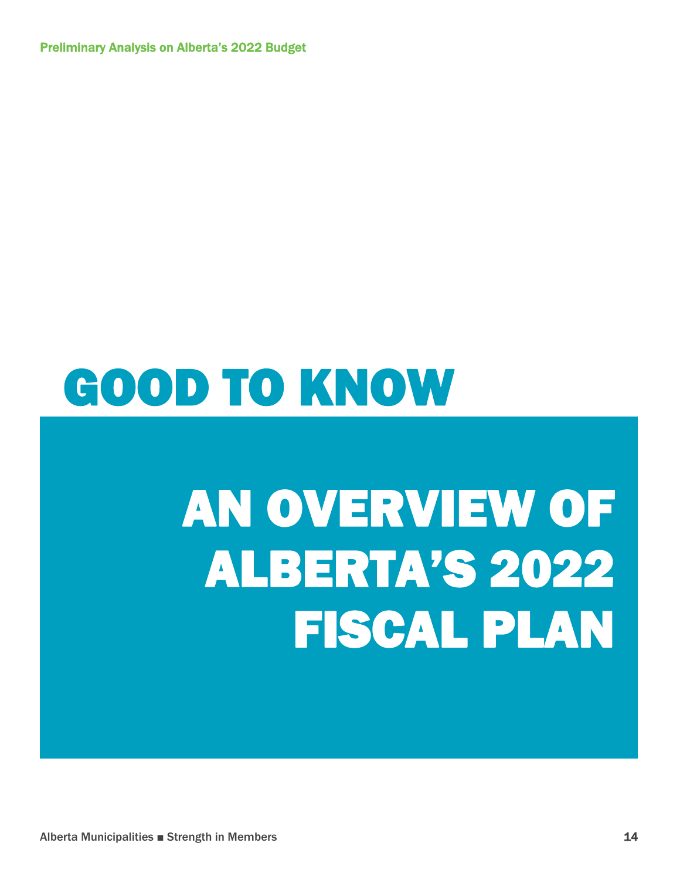# GOOD TO KNOW

# AN OVERVIEW OF ALBERTA'S 2022 FISCAL PLAN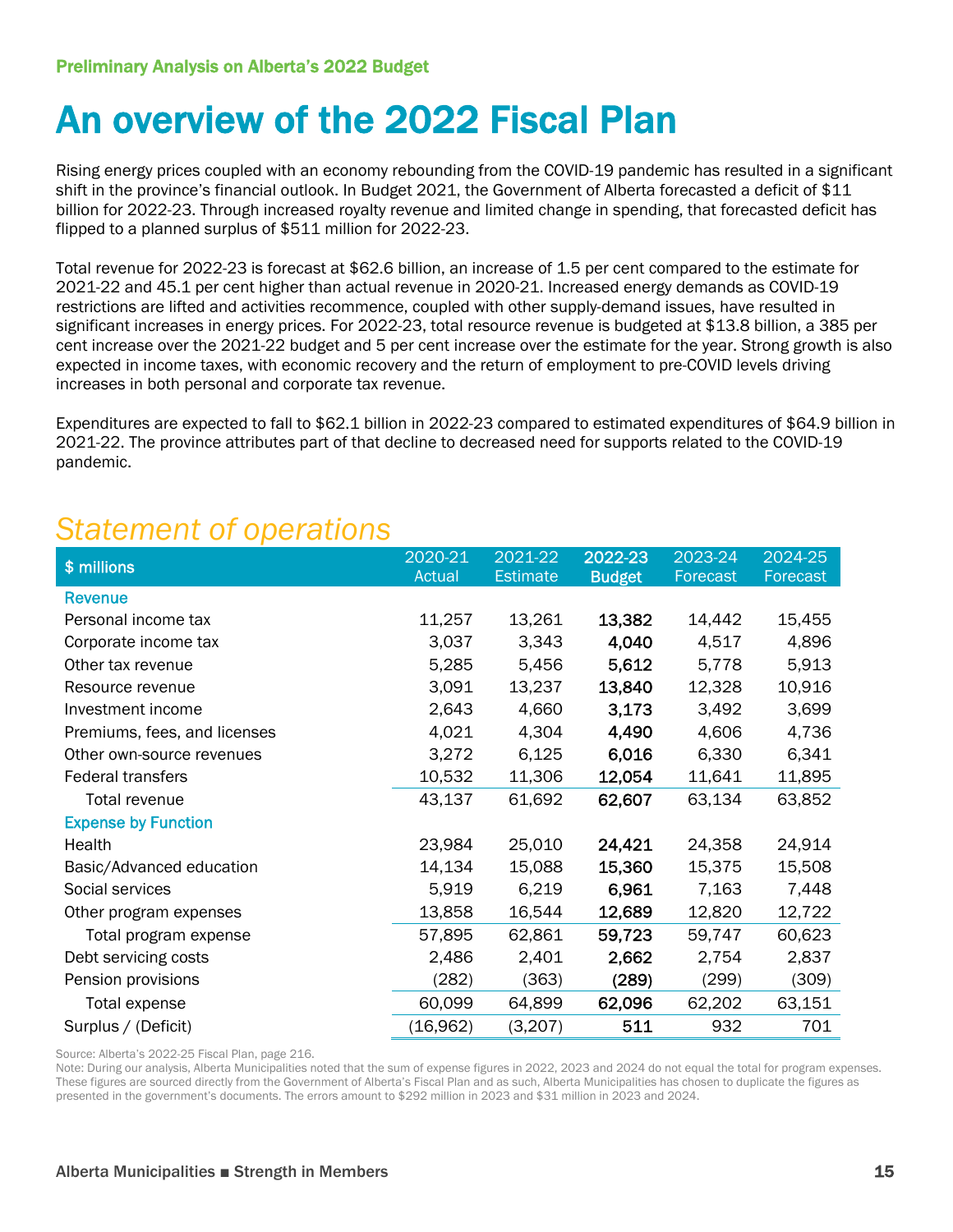Preliminary Analysis on Alberta's 2022 Budget

# An overview of the 2022 Fiscal Plan

Rising energy prices coupled with an economy rebounding from the COVID-19 pandemic has resulted in a significant shift in the province's financial outlook. In Budget 2021, the Government of Alberta forecasted a deficit of $11 billion for 2022-23. Through increased royalty revenue and limited change in spending, that forecasted deficit has flipped to a planned surplus of $511 million for 2022-23.

Total revenue for 2022-23 is forecast at $62.6 billion, an increase of 1.5 per cent compared to the estimate for 2021-22 and 45.1 per cent higher than actual revenue in 2020-21. Increased energy demands as COVID-19 restrictions are lifted and activities recommence, coupled with other supply-demand issues, have resulted in significant increases in energy prices. For 2022-23, total resource revenue is budgeted at $13.8 billion, a 385 per cent increase over the 2021-22 budget and 5 per cent increase over the estimate for the year. Strong growth is also expected in income taxes, with economic recovery and the return of employment to pre-COVID levels driving increases in both personal and corporate tax revenue.

Expenditures are expected to fall to $62.1 billion in 2022-23 compared to estimated expenditures of $64.9 billion in 2021-22. The province attributes part of that decline to decreased need for supports related to the COVID-19 pandemic.

## *Statement of operations*

| $ millions | 2020-21 Actual | 2021-22 Estimate | **2022-23 Budget** | 2023-24 Forecast | 2024-25 Forecast |
|---|---|---|---|---|---|
| **Revenue** | | | | | |
| Personal income tax | 11,257 | 13,261 | **13,382** | 14,442 | 15,455 |
| Corporate income tax | 3,037 | 3,343 | **4,040** | 4,517 | 4,896 |
| Other tax revenue | 5,285 | 5,456 | **5,612** | 5,778 | 5,913 |
| Resource revenue | 3,091 | 13,237 | **13,840** | 12,328 | 10,916 |
| Investment income | 2,643 | 4,660 | **3,173** | 3,492 | 3,699 |
| Premiums, fees, and licenses | 4,021 | 4,304 | **4,490** | 4,606 | 4,736 |
| Other own-source revenues | 3,272 | 6,125 | **6,016** | 6,330 | 6,341 |
| Federal transfers | 10,532 | 11,306 | **12,054** | 11,641 | 11,895 |
| Total revenue | 43,137 | 61,692 | **62,607** | 63,134 | 63,852 |
| **Expense by Function** | | | | | |
| Health | 23,984 | 25,010 | **24,421** | 24,358 | 24,914 |
| Basic/Advanced education | 14,134 | 15,088 | **15,360** | 15,375 | 15,508 |
| Social services | 5,919 | 6,219 | **6,961** | 7,163 | 7,448 |
| Other program expenses | 13,858 | 16,544 | **12,689** | 12,820 | 12,722 |
| Total program expense | 57,895 | 62,861 | **59,723** | 59,747 | 60,623 |
| Debt servicing costs | 2,486 | 2,401 | **2,662** | 2,754 | 2,837 |
| Pension provisions | (282) | (363) | **(289)** | (299) | (309) |
| Total expense | 60,099 | 64,899 | **62,096** | 62,202 | 63,151 |
| Surplus / (Deficit) | (16,962) | (3,207) | **511** | 932 | 701 |

Source: Alberta's 2022-25 Fiscal Plan, page 216.
Note: During our analysis, Alberta Municipalities noted that the sum of expense figures in 2022, 2023 and 2024 do not equal the total for program expenses. These figures are sourced directly from the Government of Alberta's Fiscal Plan and as such, Alberta Municipalities has chosen to duplicate the figures as presented in the government's documents. The errors amount to $292 million in 2023 and $31 million in 2023 and 2024.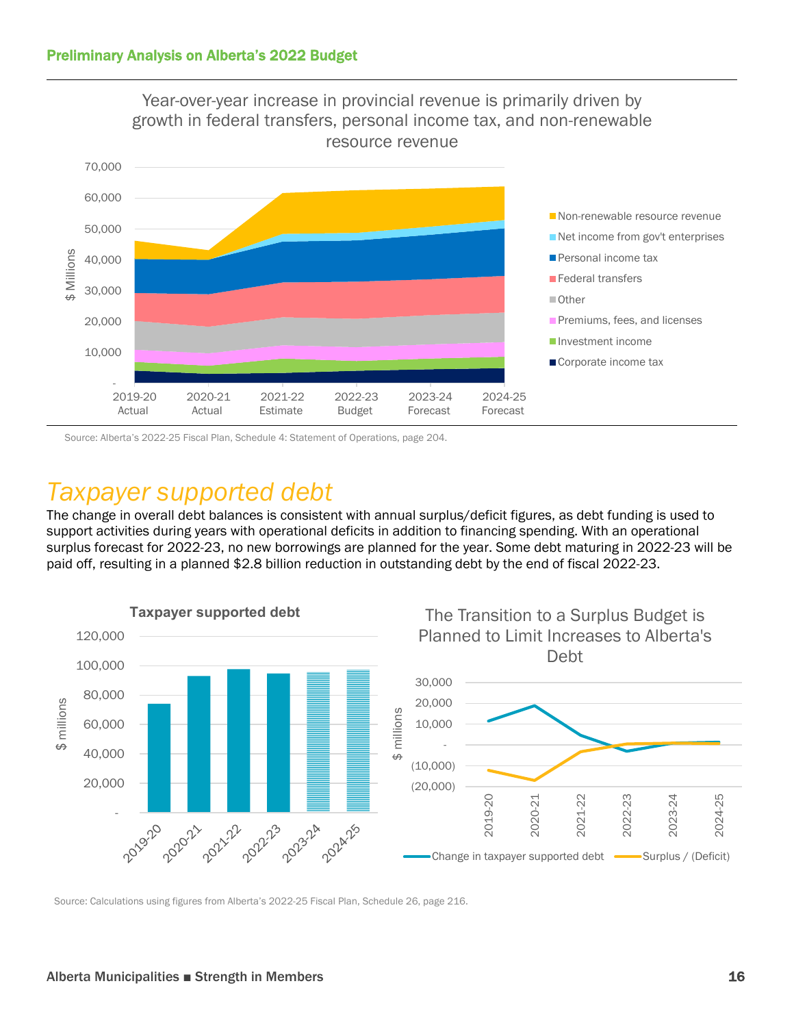Year-over-year increase in provincial revenue is primarily driven by growth in federal transfers, personal income tax, and non-renewable resource revenue

Source: Alberta's 2022-25 Fiscal Plan, Schedule 4: Statement of Operations, page 204.

## *Taxpayer supported debt*

The change in overall debt balances is consistent with annual surplus/deficit figures, as debt funding is used to support activities during years with operational deficits in addition to financing spending. With an operational surplus forecast for 2022-23, no new borrowings are planned for the year. Some debt maturing in 2022-23 will be paid off, resulting in a planned $2.8 billion reduction in outstanding debt by the end of fiscal 2022-23.

**Taxpayer supported debt**

The Transition to a Surplus Budget is Planned to Limit Increases to Alberta's Debt

Source: Calculations using figures from Alberta's 2022-25 Fiscal Plan, Schedule 26, page 216.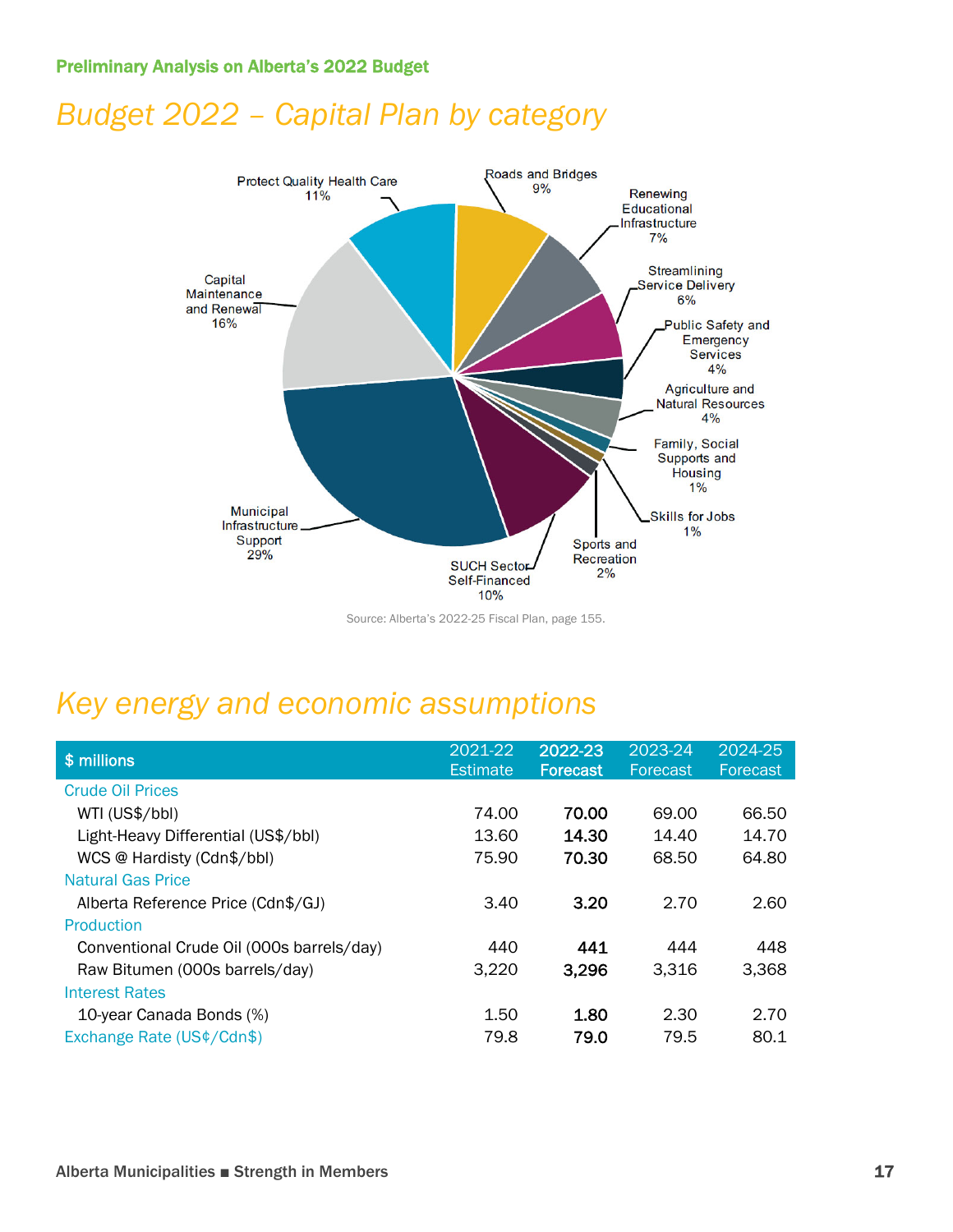## Budget 2022 – Capital Plan by category

Protect Quality Health Care 11%

Roads and Bridges 9%

Renewing Educational Infrastructure 7%

Streamlining Service Delivery 6%

Public Safety and Emergency Services 4%

Agriculture and Natural Resources 4%

Family, Social Supports and Housing 1%

Skills for Jobs 1%

Sports and Recreation 2%

SUCH Sector Self-Financed 10%

Municipal Infrastructure Support 29%

Capital Maintenance and Renewal 16%

Source: Alberta's 2022-25 Fiscal Plan, page 155.

## Key energy and economic assumptions

| $ millions | 2021-22 Estimate | **2022-23 Forecast** | 2023-24 Forecast | 2024-25 Forecast |
|---|---|---|---|---|
| Crude Oil Prices | | | | |
| WTI (US$/bbl) | 74.00 | **70.00** | 69.00 | 66.50 |
| Light-Heavy Differential (US$/bbl) | 13.60 | **14.30** | 14.40 | 14.70 |
| WCS @ Hardisty (Cdn$/bbl) | 75.90 | **70.30** | 68.50 | 64.80 |
| Natural Gas Price | | | | |
| Alberta Reference Price (Cdn$/GJ) | 3.40 | **3.20** | 2.70 | 2.60 |
| Production | | | | |
| Conventional Crude Oil (000s barrels/day) | 440 | **441** | 444 | 448 |
| Raw Bitumen (000s barrels/day) | 3,220 | **3,296** | 3,316 | 3,368 |
| Interest Rates | | | | |
| 10-year Canada Bonds (%) | 1.50 | **1.80** | 2.30 | 2.70 |
| Exchange Rate (US¢/Cdn$) | 79.8 | **79.0** | 79.5 | 80.1 |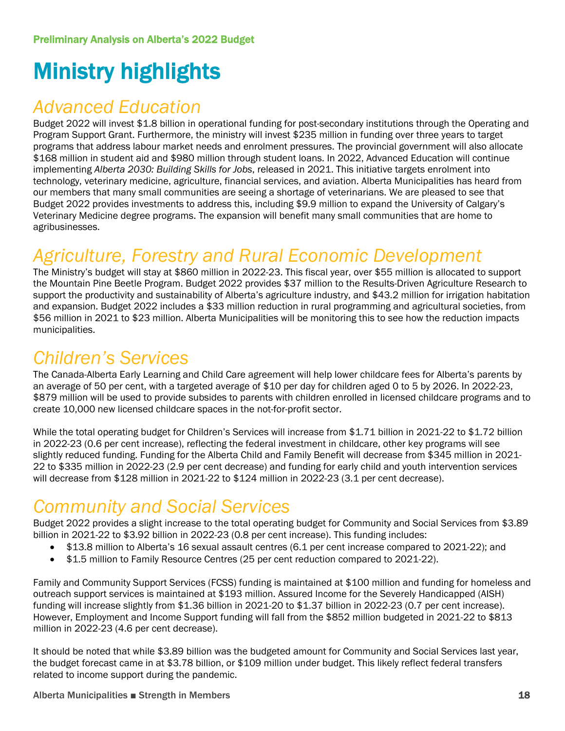# Ministry highlights

## *Advanced Education*

Budget 2022 will invest $1.8 billion in operational funding for post-secondary institutions through the Operating and Program Support Grant. Furthermore, the ministry will invest $235 million in funding over three years to target programs that address labour market needs and enrolment pressures. The provincial government will also allocate $168 million in student aid and $980 million through student loans. In 2022, Advanced Education will continue implementing *Alberta 2030: Building Skills for Jobs*, released in 2021. This initiative targets enrolment into technology, veterinary medicine, agriculture, financial services, and aviation. Alberta Municipalities has heard from our members that many small communities are seeing a shortage of veterinarians. We are pleased to see that Budget 2022 provides investments to address this, including $9.9 million to expand the University of Calgary's Veterinary Medicine degree programs. The expansion will benefit many small communities that are home to agribusinesses.

## *Agriculture, Forestry and Rural Economic Development*

The Ministry's budget will stay at $860 million in 2022-23. This fiscal year, over $55 million is allocated to support the Mountain Pine Beetle Program. Budget 2022 provides $37 million to the Results-Driven Agriculture Research to support the productivity and sustainability of Alberta's agriculture industry, and $43.2 million for irrigation habitation and expansion. Budget 2022 includes a $33 million reduction in rural programming and agricultural societies, from $56 million in 2021 to $23 million. Alberta Municipalities will be monitoring this to see how the reduction impacts municipalities.

## *Children's Services*

The Canada-Alberta Early Learning and Child Care agreement will help lower childcare fees for Alberta's parents by an average of 50 per cent, with a targeted average of $10 per day for children aged 0 to 5 by 2026. In 2022-23, $879 million will be used to provide subsides to parents with children enrolled in licensed childcare programs and to create 10,000 new licensed childcare spaces in the not-for-profit sector.

While the total operating budget for Children's Services will increase from $1.71 billion in 2021-22 to $1.72 billion in 2022-23 (0.6 per cent increase), reflecting the federal investment in childcare, other key programs will see slightly reduced funding. Funding for the Alberta Child and Family Benefit will decrease from $345 million in 2021-22 to $335 million in 2022-23 (2.9 per cent decrease) and funding for early child and youth intervention services will decrease from $128 million in 2021-22 to $124 million in 2022-23 (3.1 per cent decrease).

## *Community and Social Services*

Budget 2022 provides a slight increase to the total operating budget for Community and Social Services from $3.89 billion in 2021-22 to $3.92 billion in 2022-23 (0.8 per cent increase). This funding includes:

- $13.8 million to Alberta's 16 sexual assault centres (6.1 per cent increase compared to 2021-22); and
- $1.5 million to Family Resource Centres (25 per cent reduction compared to 2021-22).

Family and Community Support Services (FCSS) funding is maintained at $100 million and funding for homeless and outreach support services is maintained at $193 million. Assured Income for the Severely Handicapped (AISH) funding will increase slightly from $1.36 billion in 2021-20 to $1.37 billion in 2022-23 (0.7 per cent increase). However, Employment and Income Support funding will fall from the $852 million budgeted in 2021-22 to $813 million in 2022-23 (4.6 per cent decrease).

It should be noted that while $3.89 billion was the budgeted amount for Community and Social Services last year, the budget forecast came in at $3.78 billion, or $109 million under budget. This likely reflect federal transfers related to income support during the pandemic.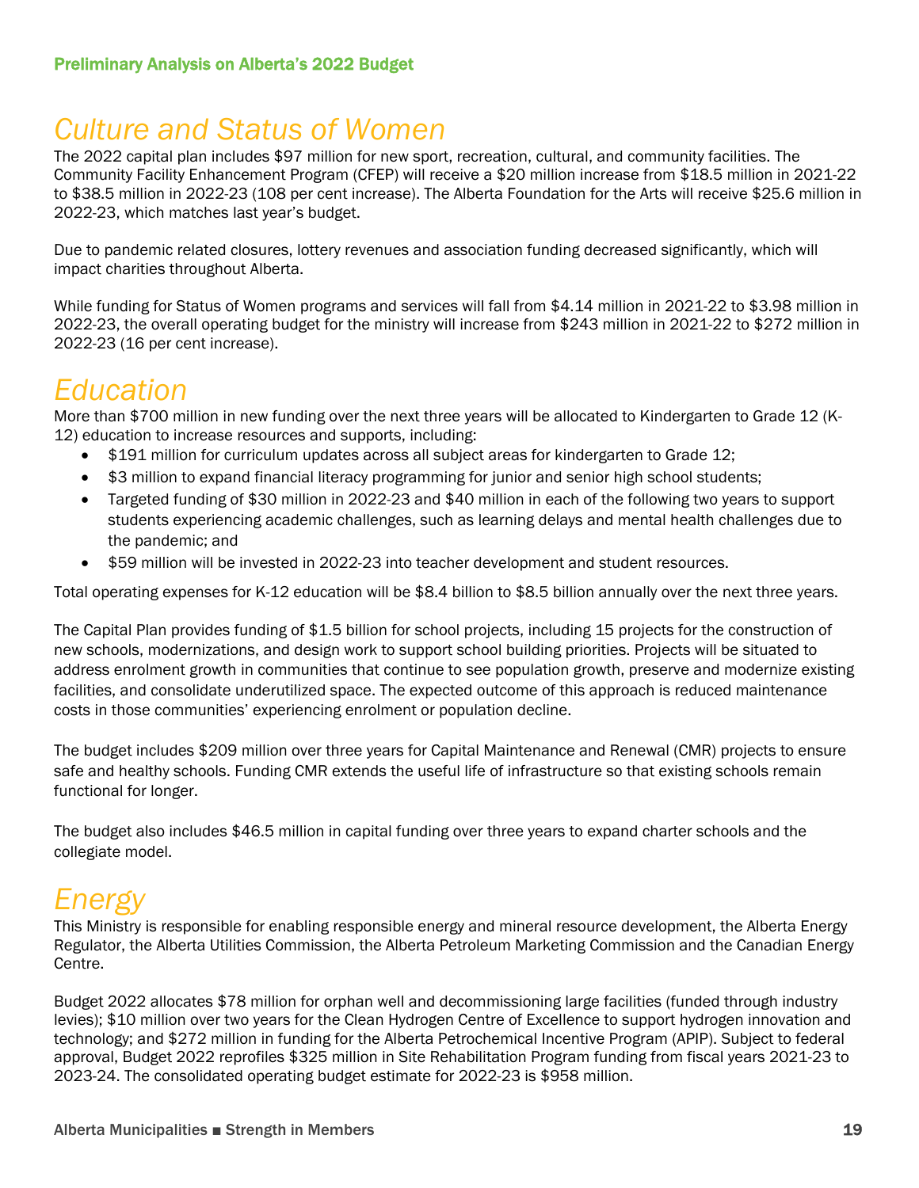## Culture and Status of Women

The 2022 capital plan includes $97 million for new sport, recreation, cultural, and community facilities. The Community Facility Enhancement Program (CFEP) will receive a $20 million increase from $18.5 million in 2021-22 to $38.5 million in 2022-23 (108 per cent increase). The Alberta Foundation for the Arts will receive $25.6 million in 2022-23, which matches last year's budget.

Due to pandemic related closures, lottery revenues and association funding decreased significantly, which will impact charities throughout Alberta.

While funding for Status of Women programs and services will fall from $4.14 million in 2021-22 to $3.98 million in 2022-23, the overall operating budget for the ministry will increase from $243 million in 2021-22 to $272 million in 2022-23 (16 per cent increase).

## Education

More than $700 million in new funding over the next three years will be allocated to Kindergarten to Grade 12 (K-12) education to increase resources and supports, including:

- $191 million for curriculum updates across all subject areas for kindergarten to Grade 12;
- $3 million to expand financial literacy programming for junior and senior high school students;
- Targeted funding of $30 million in 2022-23 and $40 million in each of the following two years to support students experiencing academic challenges, such as learning delays and mental health challenges due to the pandemic; and
- $59 million will be invested in 2022-23 into teacher development and student resources.

Total operating expenses for K-12 education will be $8.4 billion to $8.5 billion annually over the next three years.

The Capital Plan provides funding of $1.5 billion for school projects, including 15 projects for the construction of new schools, modernizations, and design work to support school building priorities. Projects will be situated to address enrolment growth in communities that continue to see population growth, preserve and modernize existing facilities, and consolidate underutilized space. The expected outcome of this approach is reduced maintenance costs in those communities' experiencing enrolment or population decline.

The budget includes $209 million over three years for Capital Maintenance and Renewal (CMR) projects to ensure safe and healthy schools. Funding CMR extends the useful life of infrastructure so that existing schools remain functional for longer.

The budget also includes $46.5 million in capital funding over three years to expand charter schools and the collegiate model.

## Energy

This Ministry is responsible for enabling responsible energy and mineral resource development, the Alberta Energy Regulator, the Alberta Utilities Commission, the Alberta Petroleum Marketing Commission and the Canadian Energy Centre.

Budget 2022 allocates $78 million for orphan well and decommissioning large facilities (funded through industry levies); $10 million over two years for the Clean Hydrogen Centre of Excellence to support hydrogen innovation and technology; and $272 million in funding for the Alberta Petrochemical Incentive Program (APIP). Subject to federal approval, Budget 2022 reprofiles $325 million in Site Rehabilitation Program funding from fiscal years 2021-23 to 2023-24. The consolidated operating budget estimate for 2022-23 is $958 million.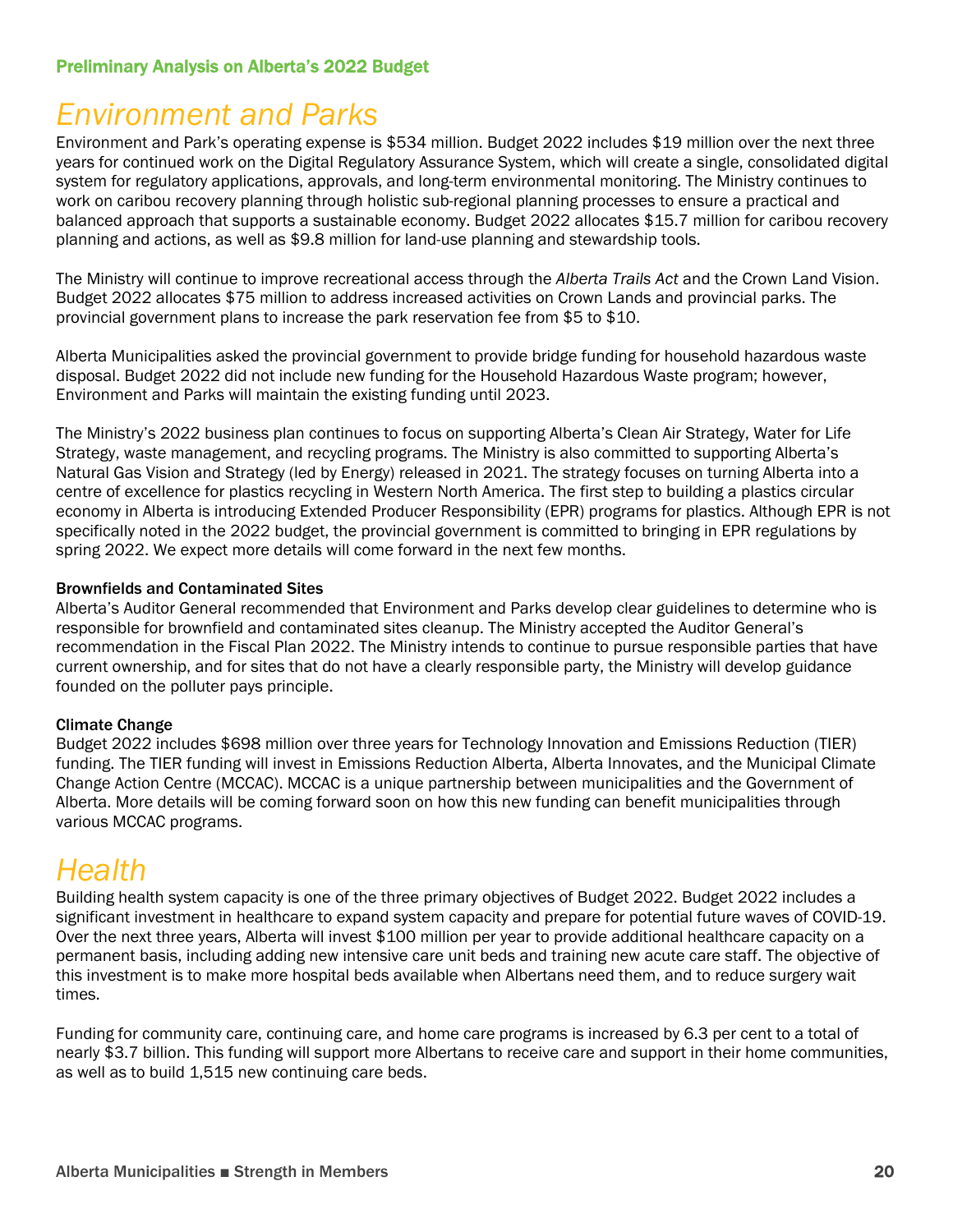# Environment and Parks

Environment and Park's operating expense is $534 million. Budget 2022 includes $19 million over the next three years for continued work on the Digital Regulatory Assurance System, which will create a single, consolidated digital system for regulatory applications, approvals, and long-term environmental monitoring. The Ministry continues to work on caribou recovery planning through holistic sub-regional planning processes to ensure a practical and balanced approach that supports a sustainable economy. Budget 2022 allocates $15.7 million for caribou recovery planning and actions, as well as $9.8 million for land-use planning and stewardship tools.

The Ministry will continue to improve recreational access through the *Alberta Trails Act* and the Crown Land Vision. Budget 2022 allocates $75 million to address increased activities on Crown Lands and provincial parks. The provincial government plans to increase the park reservation fee from $5 to $10.

Alberta Municipalities asked the provincial government to provide bridge funding for household hazardous waste disposal. Budget 2022 did not include new funding for the Household Hazardous Waste program; however, Environment and Parks will maintain the existing funding until 2023.

The Ministry's 2022 business plan continues to focus on supporting Alberta's Clean Air Strategy, Water for Life Strategy, waste management, and recycling programs. The Ministry is also committed to supporting Alberta's Natural Gas Vision and Strategy (led by Energy) released in 2021. The strategy focuses on turning Alberta into a centre of excellence for plastics recycling in Western North America. The first step to building a plastics circular economy in Alberta is introducing Extended Producer Responsibility (EPR) programs for plastics. Although EPR is not specifically noted in the 2022 budget, the provincial government is committed to bringing in EPR regulations by spring 2022. We expect more details will come forward in the next few months.

### Brownfields and Contaminated Sites

Alberta's Auditor General recommended that Environment and Parks develop clear guidelines to determine who is responsible for brownfield and contaminated sites cleanup. The Ministry accepted the Auditor General's recommendation in the Fiscal Plan 2022. The Ministry intends to continue to pursue responsible parties that have current ownership, and for sites that do not have a clearly responsible party, the Ministry will develop guidance founded on the polluter pays principle.

### Climate Change

Budget 2022 includes $698 million over three years for Technology Innovation and Emissions Reduction (TIER) funding. The TIER funding will invest in Emissions Reduction Alberta, Alberta Innovates, and the Municipal Climate Change Action Centre (MCCAC). MCCAC is a unique partnership between municipalities and the Government of Alberta. More details will be coming forward soon on how this new funding can benefit municipalities through various MCCAC programs.

# Health

Building health system capacity is one of the three primary objectives of Budget 2022. Budget 2022 includes a significant investment in healthcare to expand system capacity and prepare for potential future waves of COVID-19. Over the next three years, Alberta will invest $100 million per year to provide additional healthcare capacity on a permanent basis, including adding new intensive care unit beds and training new acute care staff. The objective of this investment is to make more hospital beds available when Albertans need them, and to reduce surgery wait times.

Funding for community care, continuing care, and home care programs is increased by 6.3 per cent to a total of nearly $3.7 billion. This funding will support more Albertans to receive care and support in their home communities, as well as to build 1,515 new continuing care beds.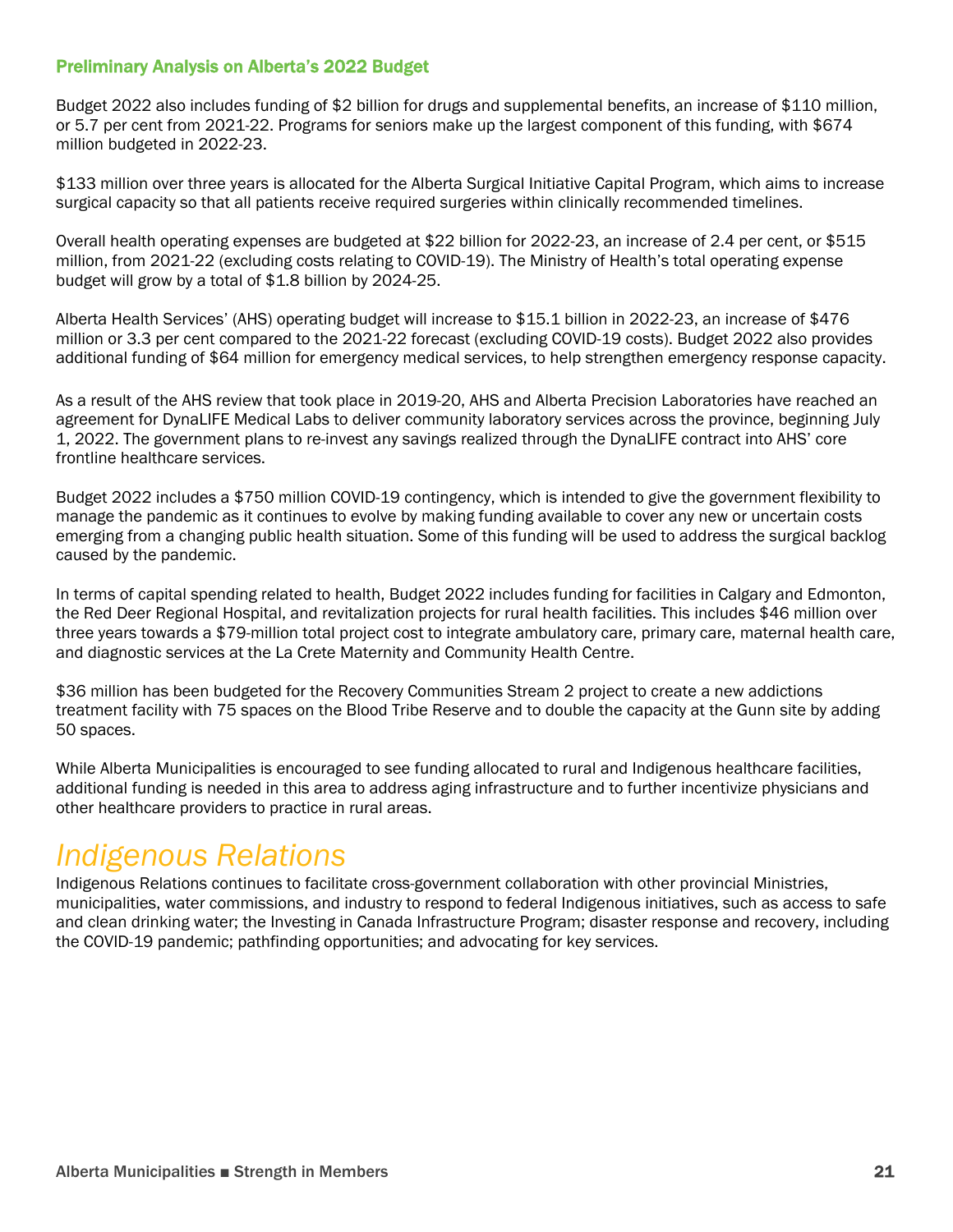### Preliminary Analysis on Alberta's 2022 Budget

Budget 2022 also includes funding of $2 billion for drugs and supplemental benefits, an increase of $110 million, or 5.7 per cent from 2021-22. Programs for seniors make up the largest component of this funding, with $674 million budgeted in 2022-23.

$133 million over three years is allocated for the Alberta Surgical Initiative Capital Program, which aims to increase surgical capacity so that all patients receive required surgeries within clinically recommended timelines.

Overall health operating expenses are budgeted at $22 billion for 2022-23, an increase of 2.4 per cent, or $515 million, from 2021-22 (excluding costs relating to COVID-19). The Ministry of Health's total operating expense budget will grow by a total of $1.8 billion by 2024-25.

Alberta Health Services' (AHS) operating budget will increase to $15.1 billion in 2022-23, an increase of $476 million or 3.3 per cent compared to the 2021-22 forecast (excluding COVID-19 costs). Budget 2022 also provides additional funding of $64 million for emergency medical services, to help strengthen emergency response capacity.

As a result of the AHS review that took place in 2019-20, AHS and Alberta Precision Laboratories have reached an agreement for DynaLIFE Medical Labs to deliver community laboratory services across the province, beginning July 1, 2022. The government plans to re-invest any savings realized through the DynaLIFE contract into AHS' core frontline healthcare services.

Budget 2022 includes a $750 million COVID-19 contingency, which is intended to give the government flexibility to manage the pandemic as it continues to evolve by making funding available to cover any new or uncertain costs emerging from a changing public health situation. Some of this funding will be used to address the surgical backlog caused by the pandemic.

In terms of capital spending related to health, Budget 2022 includes funding for facilities in Calgary and Edmonton, the Red Deer Regional Hospital, and revitalization projects for rural health facilities. This includes $46 million over three years towards a $79-million total project cost to integrate ambulatory care, primary care, maternal health care, and diagnostic services at the La Crete Maternity and Community Health Centre.

$36 million has been budgeted for the Recovery Communities Stream 2 project to create a new addictions treatment facility with 75 spaces on the Blood Tribe Reserve and to double the capacity at the Gunn site by adding 50 spaces.

While Alberta Municipalities is encouraged to see funding allocated to rural and Indigenous healthcare facilities, additional funding is needed in this area to address aging infrastructure and to further incentivize physicians and other healthcare providers to practice in rural areas.

## *Indigenous Relations*

Indigenous Relations continues to facilitate cross-government collaboration with other provincial Ministries, municipalities, water commissions, and industry to respond to federal Indigenous initiatives, such as access to safe and clean drinking water; the Investing in Canada Infrastructure Program; disaster response and recovery, including the COVID-19 pandemic; pathfinding opportunities; and advocating for key services.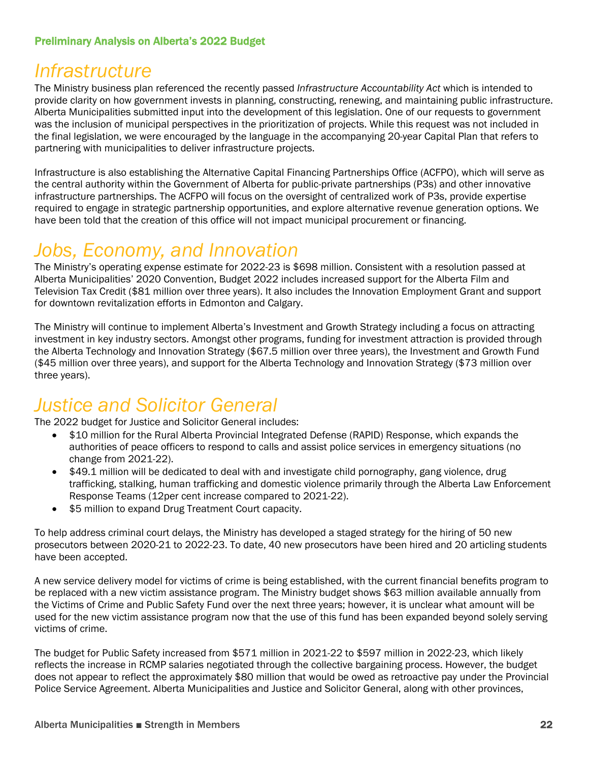# Infrastructure

The Ministry business plan referenced the recently passed *Infrastructure Accountability Act* which is intended to provide clarity on how government invests in planning, constructing, renewing, and maintaining public infrastructure. Alberta Municipalities submitted input into the development of this legislation. One of our requests to government was the inclusion of municipal perspectives in the prioritization of projects. While this request was not included in the final legislation, we were encouraged by the language in the accompanying 20-year Capital Plan that refers to partnering with municipalities to deliver infrastructure projects.

Infrastructure is also establishing the Alternative Capital Financing Partnerships Office (ACFPO), which will serve as the central authority within the Government of Alberta for public-private partnerships (P3s) and other innovative infrastructure partnerships. The ACFPO will focus on the oversight of centralized work of P3s, provide expertise required to engage in strategic partnership opportunities, and explore alternative revenue generation options. We have been told that the creation of this office will not impact municipal procurement or financing.

# Jobs, Economy, and Innovation

The Ministry's operating expense estimate for 2022-23 is $698 million. Consistent with a resolution passed at Alberta Municipalities' 2020 Convention, Budget 2022 includes increased support for the Alberta Film and Television Tax Credit ($81 million over three years). It also includes the Innovation Employment Grant and support for downtown revitalization efforts in Edmonton and Calgary.

The Ministry will continue to implement Alberta's Investment and Growth Strategy including a focus on attracting investment in key industry sectors. Amongst other programs, funding for investment attraction is provided through the Alberta Technology and Innovation Strategy ($67.5 million over three years), the Investment and Growth Fund ($45 million over three years), and support for the Alberta Technology and Innovation Strategy ($73 million over three years).

# Justice and Solicitor General

The 2022 budget for Justice and Solicitor General includes:

- $10 million for the Rural Alberta Provincial Integrated Defense (RAPID) Response, which expands the authorities of peace officers to respond to calls and assist police services in emergency situations (no change from 2021-22).
- $49.1 million will be dedicated to deal with and investigate child pornography, gang violence, drug trafficking, stalking, human trafficking and domestic violence primarily through the Alberta Law Enforcement Response Teams (12per cent increase compared to 2021-22).
- $5 million to expand Drug Treatment Court capacity.

To help address criminal court delays, the Ministry has developed a staged strategy for the hiring of 50 new prosecutors between 2020-21 to 2022-23. To date, 40 new prosecutors have been hired and 20 articling students have been accepted.

A new service delivery model for victims of crime is being established, with the current financial benefits program to be replaced with a new victim assistance program. The Ministry budget shows $63 million available annually from the Victims of Crime and Public Safety Fund over the next three years; however, it is unclear what amount will be used for the new victim assistance program now that the use of this fund has been expanded beyond solely serving victims of crime.

The budget for Public Safety increased from $571 million in 2021-22 to $597 million in 2022-23, which likely reflects the increase in RCMP salaries negotiated through the collective bargaining process. However, the budget does not appear to reflect the approximately $80 million that would be owed as retroactive pay under the Provincial Police Service Agreement. Alberta Municipalities and Justice and Solicitor General, along with other provinces,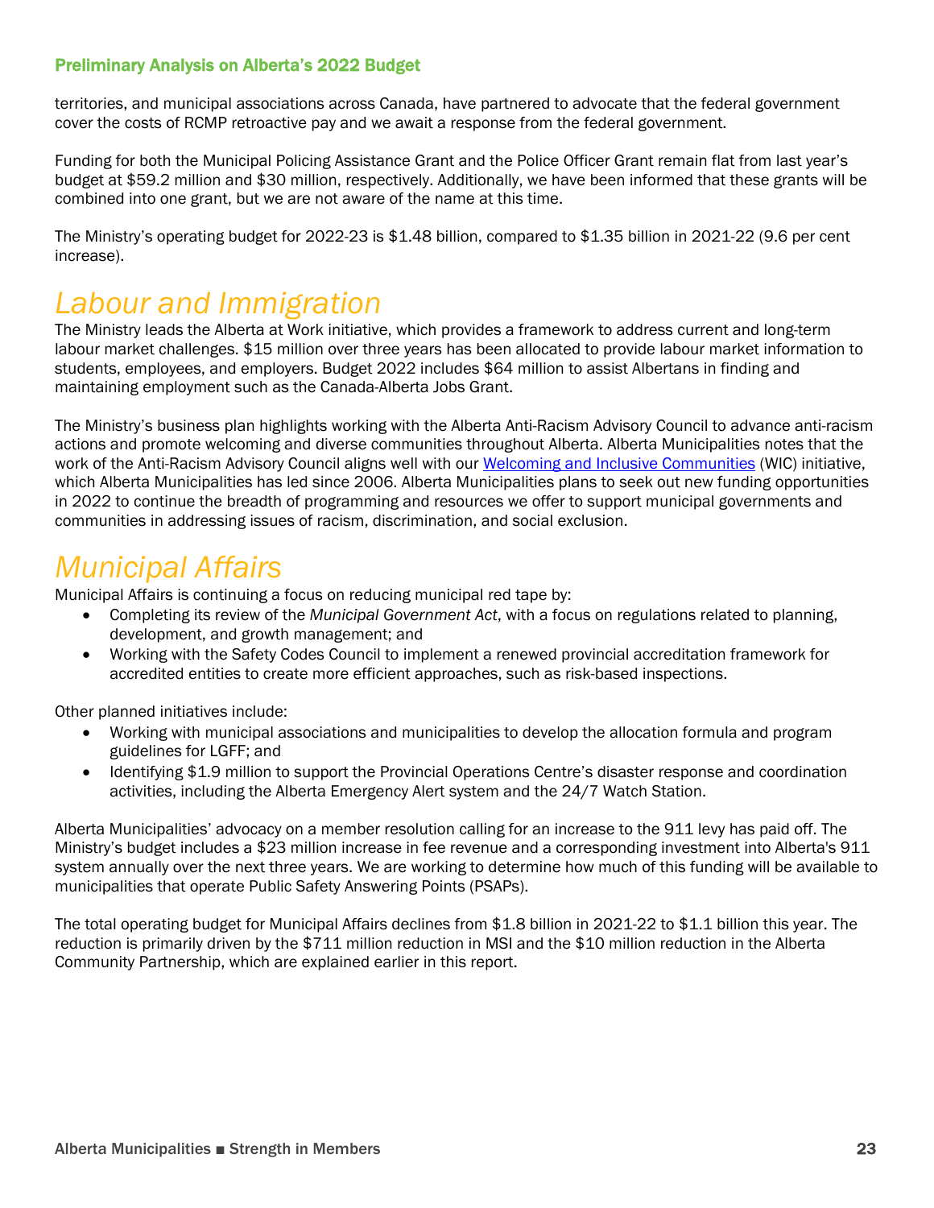territories, and municipal associations across Canada, have partnered to advocate that the federal government cover the costs of RCMP retroactive pay and we await a response from the federal government.

Funding for both the Municipal Policing Assistance Grant and the Police Officer Grant remain flat from last year's budget at $59.2 million and $30 million, respectively. Additionally, we have been informed that these grants will be combined into one grant, but we are not aware of the name at this time.

The Ministry's operating budget for 2022-23 is $1.48 billion, compared to $1.35 billion in 2021-22 (9.6 per cent increase).

# *Labour and Immigration*

The Ministry leads the Alberta at Work initiative, which provides a framework to address current and long-term labour market challenges. $15 million over three years has been allocated to provide labour market information to students, employees, and employers. Budget 2022 includes $64 million to assist Albertans in finding and maintaining employment such as the Canada-Alberta Jobs Grant.

The Ministry's business plan highlights working with the Alberta Anti-Racism Advisory Council to advance anti-racism actions and promote welcoming and diverse communities throughout Alberta. Alberta Municipalities notes that the work of the Anti-Racism Advisory Council aligns well with our Welcoming and Inclusive Communities (WIC) initiative, which Alberta Municipalities has led since 2006. Alberta Municipalities plans to seek out new funding opportunities in 2022 to continue the breadth of programming and resources we offer to support municipal governments and communities in addressing issues of racism, discrimination, and social exclusion.

# *Municipal Affairs*

Municipal Affairs is continuing a focus on reducing municipal red tape by:

- Completing its review of the *Municipal Government Act*, with a focus on regulations related to planning, development, and growth management; and
- Working with the Safety Codes Council to implement a renewed provincial accreditation framework for accredited entities to create more efficient approaches, such as risk-based inspections.

Other planned initiatives include:

- Working with municipal associations and municipalities to develop the allocation formula and program guidelines for LGFF; and
- Identifying $1.9 million to support the Provincial Operations Centre's disaster response and coordination activities, including the Alberta Emergency Alert system and the 24/7 Watch Station.

Alberta Municipalities' advocacy on a member resolution calling for an increase to the 911 levy has paid off. The Ministry's budget includes a $23 million increase in fee revenue and a corresponding investment into Alberta's 911 system annually over the next three years. We are working to determine how much of this funding will be available to municipalities that operate Public Safety Answering Points (PSAPs).

The total operating budget for Municipal Affairs declines from $1.8 billion in 2021-22 to $1.1 billion this year. The reduction is primarily driven by the $711 million reduction in MSI and the $10 million reduction in the Alberta Community Partnership, which are explained earlier in this report.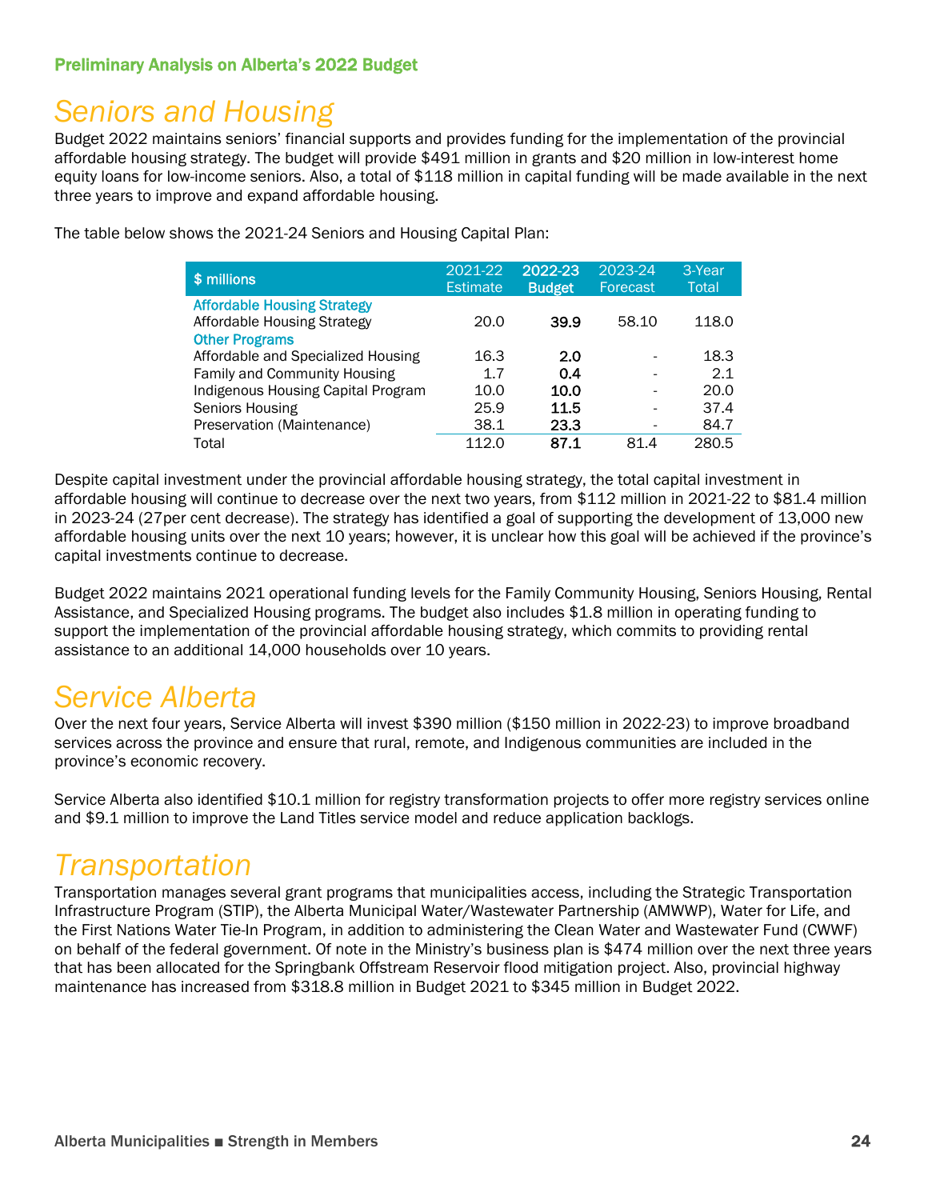## Seniors and Housing

Budget 2022 maintains seniors' financial supports and provides funding for the implementation of the provincial affordable housing strategy. The budget will provide $491 million in grants and $20 million in low-interest home equity loans for low-income seniors. Also, a total of $118 million in capital funding will be made available in the next three years to improve and expand affordable housing.

The table below shows the 2021-24 Seniors and Housing Capital Plan:

| $ millions | 2021-22 Estimate | **2022-23 Budget** | 2023-24 Forecast | 3-Year Total |
|---|---|---|---|---|
| **Affordable Housing Strategy** | | | | |
| Affordable Housing Strategy | 20.0 | **39.9** | 58.10 | 118.0 |
| **Other Programs** | | | | |
| Affordable and Specialized Housing | 16.3 | **2.0** | - | 18.3 |
| Family and Community Housing | 1.7 | **0.4** | - | 2.1 |
| Indigenous Housing Capital Program | 10.0 | **10.0** | - | 20.0 |
| Seniors Housing | 25.9 | **11.5** | - | 37.4 |
| Preservation (Maintenance) | 38.1 | **23.3** | - | 84.7 |
| Total | 112.0 | **87.1** | 81.4 | 280.5 |

Despite capital investment under the provincial affordable housing strategy, the total capital investment in affordable housing will continue to decrease over the next two years, from $112 million in 2021-22 to $81.4 million in 2023-24 (27per cent decrease). The strategy has identified a goal of supporting the development of 13,000 new affordable housing units over the next 10 years; however, it is unclear how this goal will be achieved if the province's capital investments continue to decrease.

Budget 2022 maintains 2021 operational funding levels for the Family Community Housing, Seniors Housing, Rental Assistance, and Specialized Housing programs. The budget also includes $1.8 million in operating funding to support the implementation of the provincial affordable housing strategy, which commits to providing rental assistance to an additional 14,000 households over 10 years.

## Service Alberta

Over the next four years, Service Alberta will invest $390 million ($150 million in 2022-23) to improve broadband services across the province and ensure that rural, remote, and Indigenous communities are included in the province's economic recovery.

Service Alberta also identified $10.1 million for registry transformation projects to offer more registry services online and $9.1 million to improve the Land Titles service model and reduce application backlogs.

## Transportation

Transportation manages several grant programs that municipalities access, including the Strategic Transportation Infrastructure Program (STIP), the Alberta Municipal Water/Wastewater Partnership (AMWWP), Water for Life, and the First Nations Water Tie-In Program, in addition to administering the Clean Water and Wastewater Fund (CWWF) on behalf of the federal government. Of note in the Ministry's business plan is $474 million over the next three years that has been allocated for the Springbank Offstream Reservoir flood mitigation project. Also, provincial highway maintenance has increased from $318.8 million in Budget 2021 to $345 million in Budget 2022.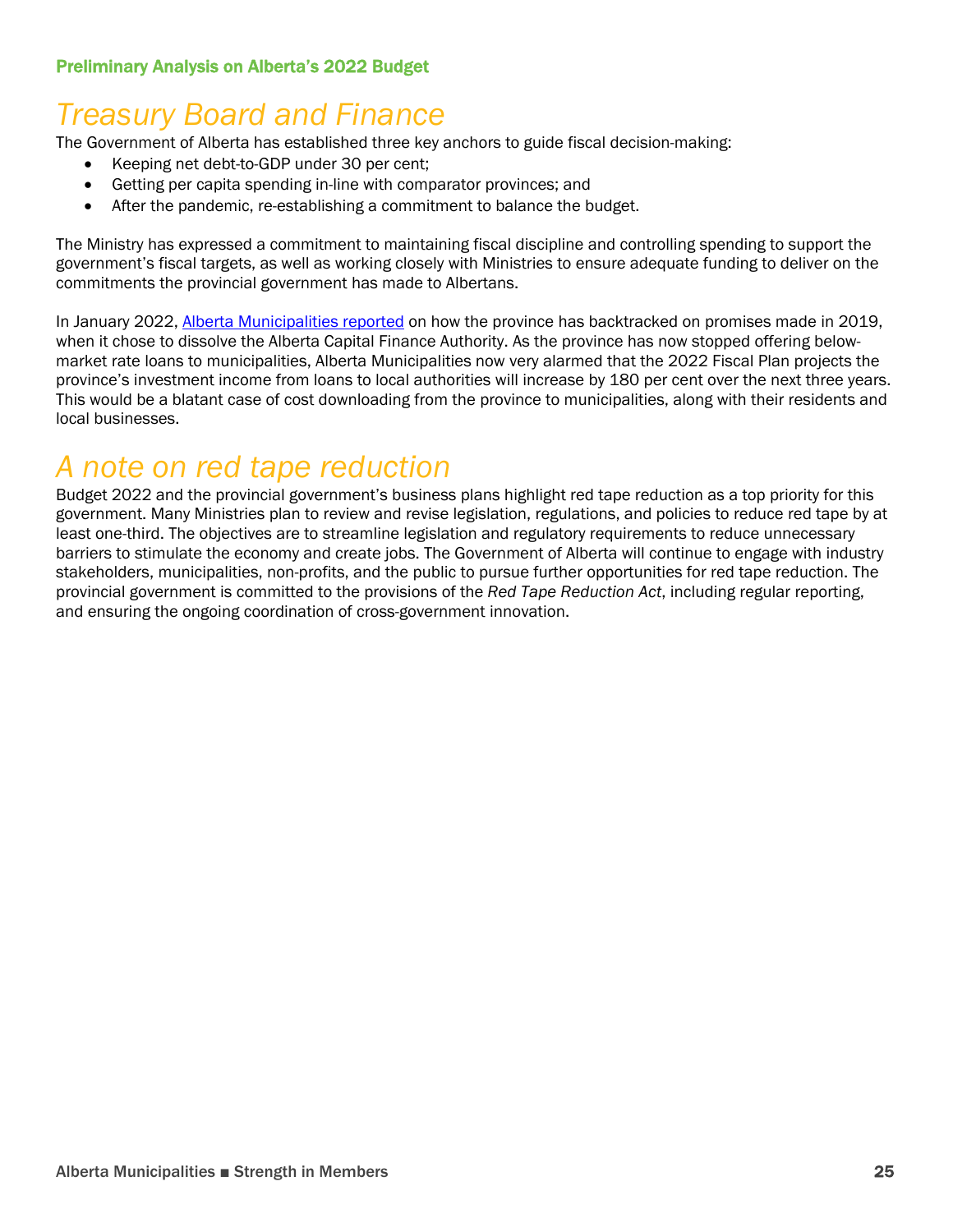# Treasury Board and Finance

The Government of Alberta has established three key anchors to guide fiscal decision-making:

- Keeping net debt-to-GDP under 30 per cent;
- Getting per capita spending in-line with comparator provinces; and
- After the pandemic, re-establishing a commitment to balance the budget.

The Ministry has expressed a commitment to maintaining fiscal discipline and controlling spending to support the government's fiscal targets, as well as working closely with Ministries to ensure adequate funding to deliver on the commitments the provincial government has made to Albertans.

In January 2022, [Alberta Municipalities reported](#) on how the province has backtracked on promises made in 2019, when it chose to dissolve the Alberta Capital Finance Authority. As the province has now stopped offering below-market rate loans to municipalities, Alberta Municipalities now very alarmed that the 2022 Fiscal Plan projects the province's investment income from loans to local authorities will increase by 180 per cent over the next three years. This would be a blatant case of cost downloading from the province to municipalities, along with their residents and local businesses.

# A note on red tape reduction

Budget 2022 and the provincial government's business plans highlight red tape reduction as a top priority for this government. Many Ministries plan to review and revise legislation, regulations, and policies to reduce red tape by at least one-third. The objectives are to streamline legislation and regulatory requirements to reduce unnecessary barriers to stimulate the economy and create jobs. The Government of Alberta will continue to engage with industry stakeholders, municipalities, non-profits, and the public to pursue further opportunities for red tape reduction. The provincial government is committed to the provisions of the *Red Tape Reduction Act*, including regular reporting, and ensuring the ongoing coordination of cross-government innovation.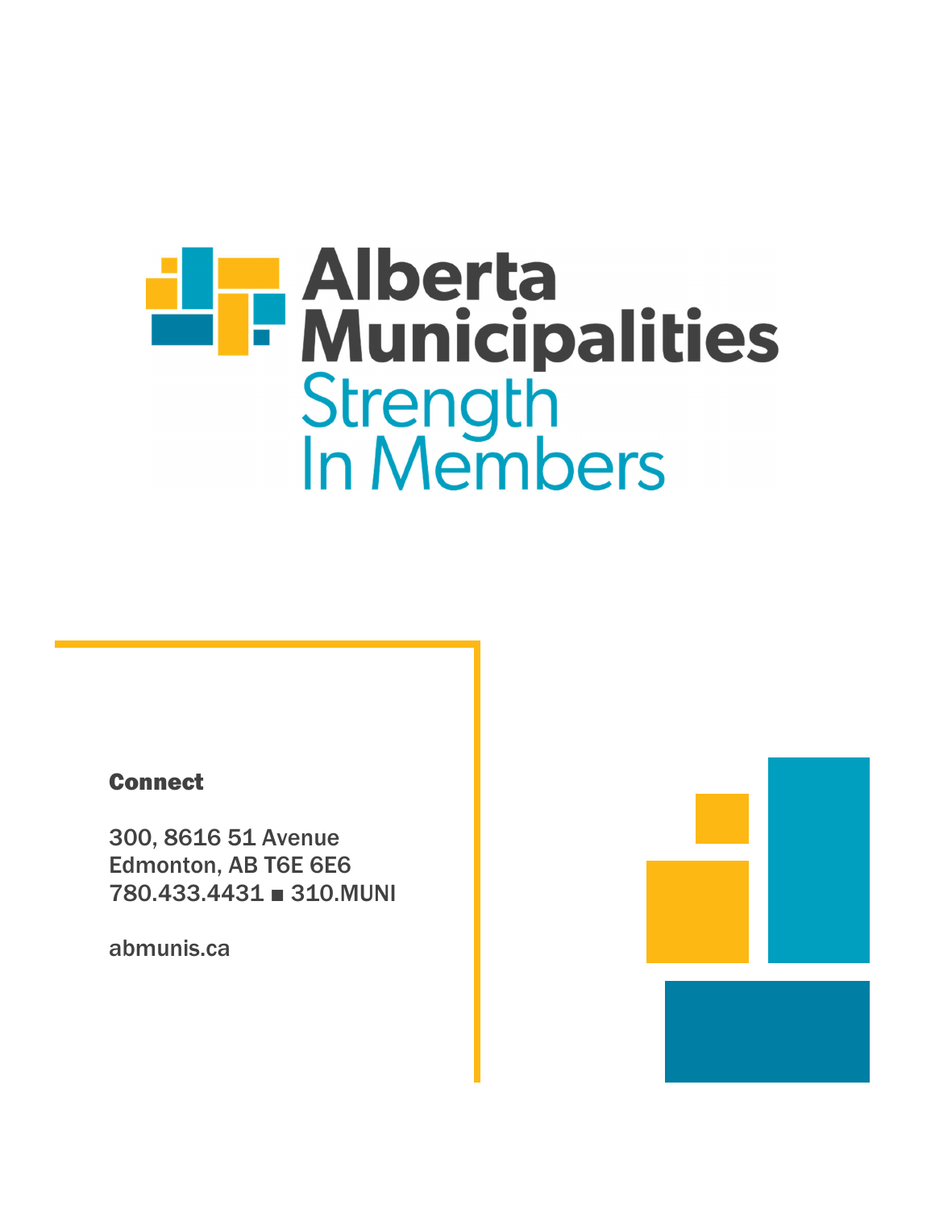Alberta Municipalities

Strength In Members

**Connect**

300, 8616 51 Avenue
Edmonton, AB T6E 6E6
780.433.4431 ■ 310.MUNI

abmunis.ca